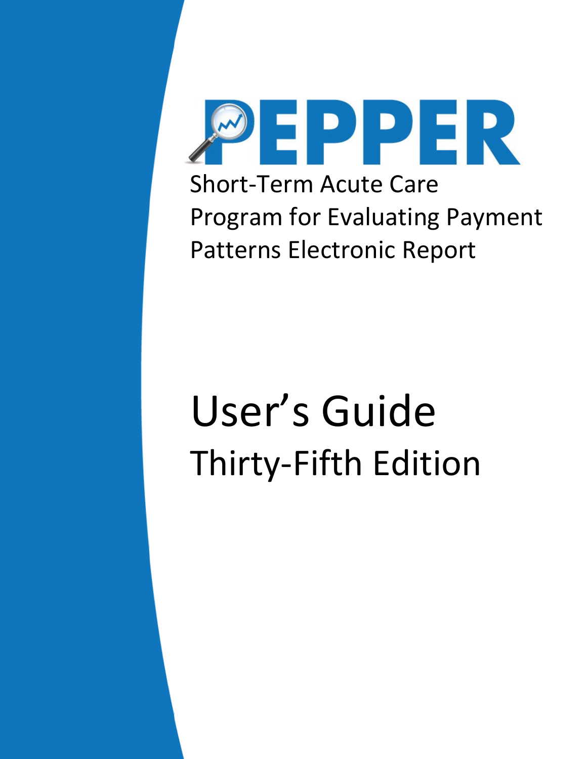# PEPPER

Short-Term Acute Care
Program for Evaluating Payment
Patterns Electronic Report

# User's Guide

## Thirty-Fifth Edition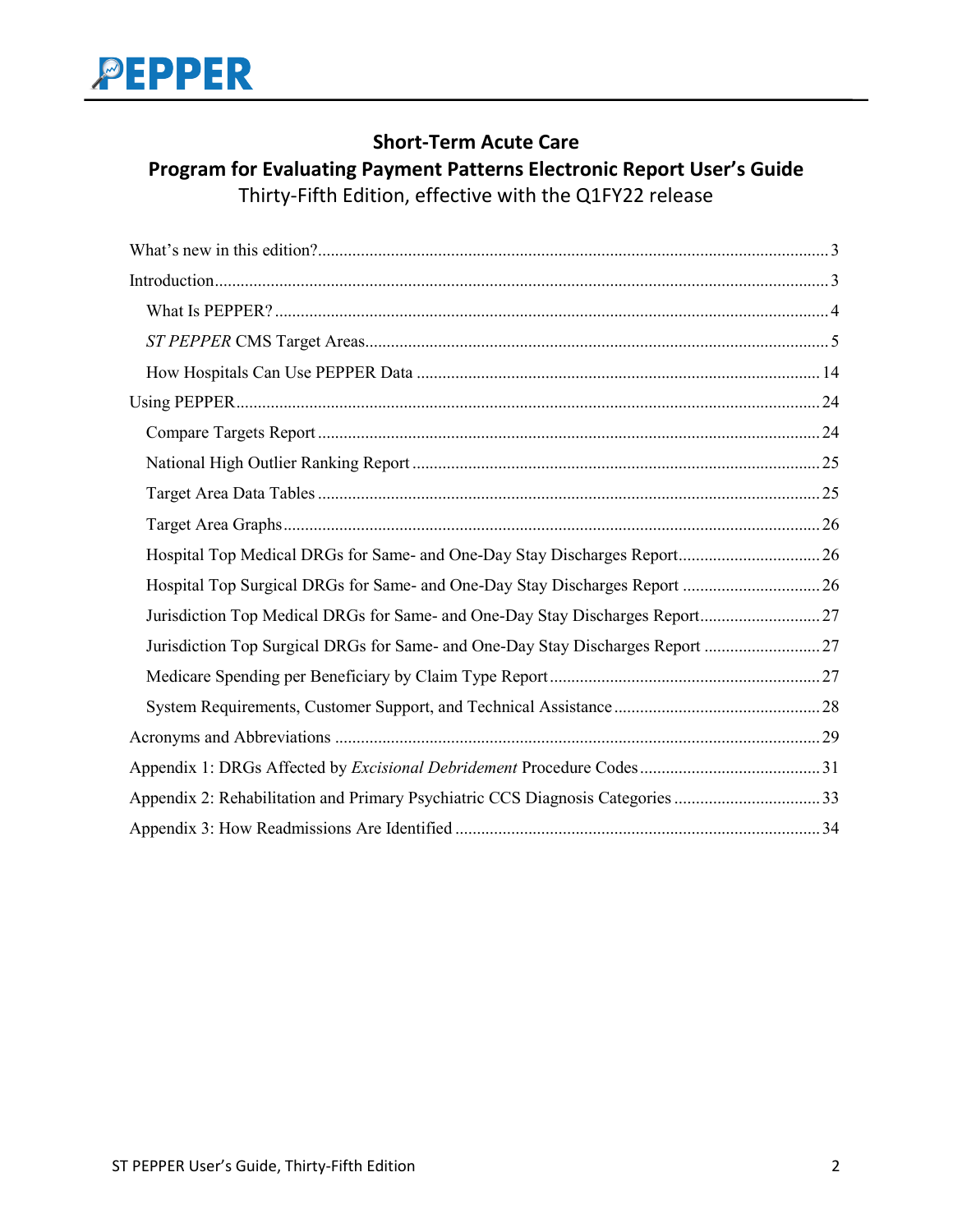# Short-Term Acute Care

## Program for Evaluating Payment Patterns Electronic Report User's Guide

Thirty-Fifth Edition, effective with the Q1FY22 release

What's new in this edition? ..... 3

Introduction ..... 3

- What Is PEPPER? ..... 4
- *ST PEPPER* CMS Target Areas ..... 5
- How Hospitals Can Use PEPPER Data ..... 14

Using PEPPER ..... 24

- Compare Targets Report ..... 24
- National High Outlier Ranking Report ..... 25
- Target Area Data Tables ..... 25
- Target Area Graphs ..... 26
- Hospital Top Medical DRGs for Same- and One-Day Stay Discharges Report ..... 26
- Hospital Top Surgical DRGs for Same- and One-Day Stay Discharges Report ..... 26
- Jurisdiction Top Medical DRGs for Same- and One-Day Stay Discharges Report ..... 27
- Jurisdiction Top Surgical DRGs for Same- and One-Day Stay Discharges Report ..... 27
- Medicare Spending per Beneficiary by Claim Type Report ..... 27
- System Requirements, Customer Support, and Technical Assistance ..... 28

Acronyms and Abbreviations ..... 29

Appendix 1: DRGs Affected by *Excisional Debridement* Procedure Codes ..... 31

Appendix 2: Rehabilitation and Primary Psychiatric CCS Diagnosis Categories ..... 33

Appendix 3: How Readmissions Are Identified ..... 34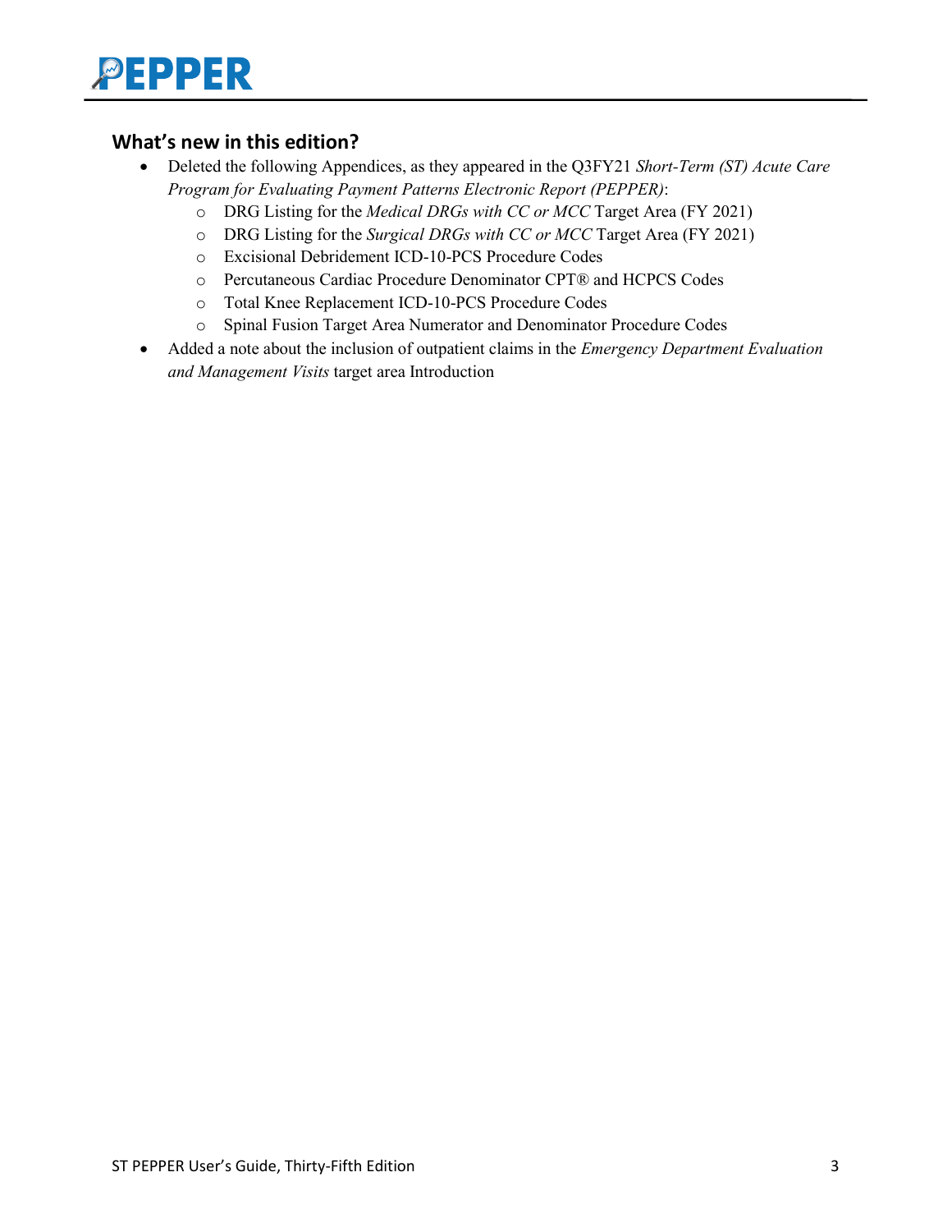## What's new in this edition?

- Deleted the following Appendices, as they appeared in the Q3FY21 *Short-Term (ST) Acute Care Program for Evaluating Payment Patterns Electronic Report (PEPPER)*:
    - DRG Listing for the *Medical DRGs with CC or MCC* Target Area (FY 2021)
    - DRG Listing for the *Surgical DRGs with CC or MCC* Target Area (FY 2021)
    - Excisional Debridement ICD-10-PCS Procedure Codes
    - Percutaneous Cardiac Procedure Denominator CPT® and HCPCS Codes
    - Total Knee Replacement ICD-10-PCS Procedure Codes
    - Spinal Fusion Target Area Numerator and Denominator Procedure Codes
- Added a note about the inclusion of outpatient claims in the *Emergency Department Evaluation and Management Visits* target area Introduction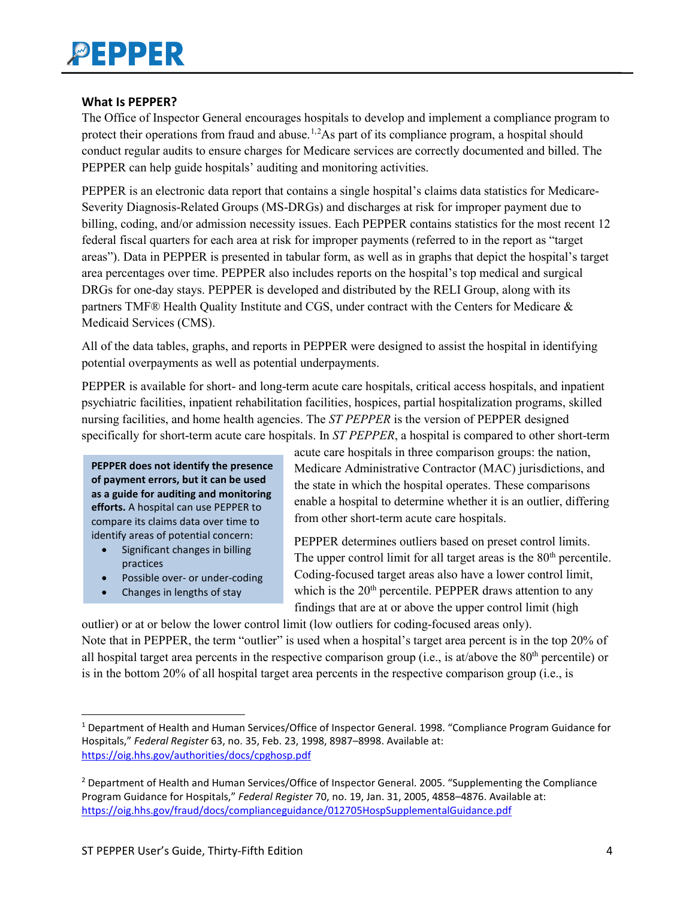## What Is PEPPER?

The Office of Inspector General encourages hospitals to develop and implement a compliance program to protect their operations from fraud and abuse.[1,2] As part of its compliance program, a hospital should conduct regular audits to ensure charges for Medicare services are correctly documented and billed. The PEPPER can help guide hospitals' auditing and monitoring activities.

PEPPER is an electronic data report that contains a single hospital's claims data statistics for Medicare-Severity Diagnosis-Related Groups (MS-DRGs) and discharges at risk for improper payment due to billing, coding, and/or admission necessity issues. Each PEPPER contains statistics for the most recent 12 federal fiscal quarters for each area at risk for improper payments (referred to in the report as "target areas"). Data in PEPPER is presented in tabular form, as well as in graphs that depict the hospital's target area percentages over time. PEPPER also includes reports on the hospital's top medical and surgical DRGs for one-day stays. PEPPER is developed and distributed by the RELI Group, along with its partners TMF® Health Quality Institute and CGS, under contract with the Centers for Medicare & Medicaid Services (CMS).

All of the data tables, graphs, and reports in PEPPER were designed to assist the hospital in identifying potential overpayments as well as potential underpayments.

PEPPER is available for short- and long-term acute care hospitals, critical access hospitals, and inpatient psychiatric facilities, inpatient rehabilitation facilities, hospices, partial hospitalization programs, skilled nursing facilities, and home health agencies. The *ST PEPPER* is the version of PEPPER designed specifically for short-term acute care hospitals. In *ST PEPPER*, a hospital is compared to other short-term acute care hospitals in three comparison groups: the nation, Medicare Administrative Contractor (MAC) jurisdictions, and the state in which the hospital operates. These comparisons enable a hospital to determine whether it is an outlier, differing from other short-term acute care hospitals.

> **PEPPER does not identify the presence of payment errors, but it can be used as a guide for auditing and monitoring efforts.** A hospital can use PEPPER to compare its claims data over time to identify areas of potential concern:
>
> - Significant changes in billing practices
> - Possible over- or under-coding
> - Changes in lengths of stay

PEPPER determines outliers based on preset control limits. The upper control limit for all target areas is the 80th percentile. Coding-focused target areas also have a lower control limit, which is the 20th percentile. PEPPER draws attention to any findings that are at or above the upper control limit (high outlier) or at or below the lower control limit (low outliers for coding-focused areas only). Note that in PEPPER, the term "outlier" is used when a hospital's target area percent is in the top 20% of all hospital target area percents in the respective comparison group (i.e., is at/above the 80th percentile) or is in the bottom 20% of all hospital target area percents in the respective comparison group (i.e., is

---

[1] Department of Health and Human Services/Office of Inspector General. 1998. "Compliance Program Guidance for Hospitals," *Federal Register* 63, no. 35, Feb. 23, 1998, 8987–8998. Available at: https://oig.hhs.gov/authorities/docs/cpghosp.pdf

[2] Department of Health and Human Services/Office of Inspector General. 2005. "Supplementing the Compliance Program Guidance for Hospitals," *Federal Register* 70, no. 19, Jan. 31, 2005, 4858–4876. Available at: https://oig.hhs.gov/fraud/docs/complianceguidance/012705HospSupplementalGuidance.pdf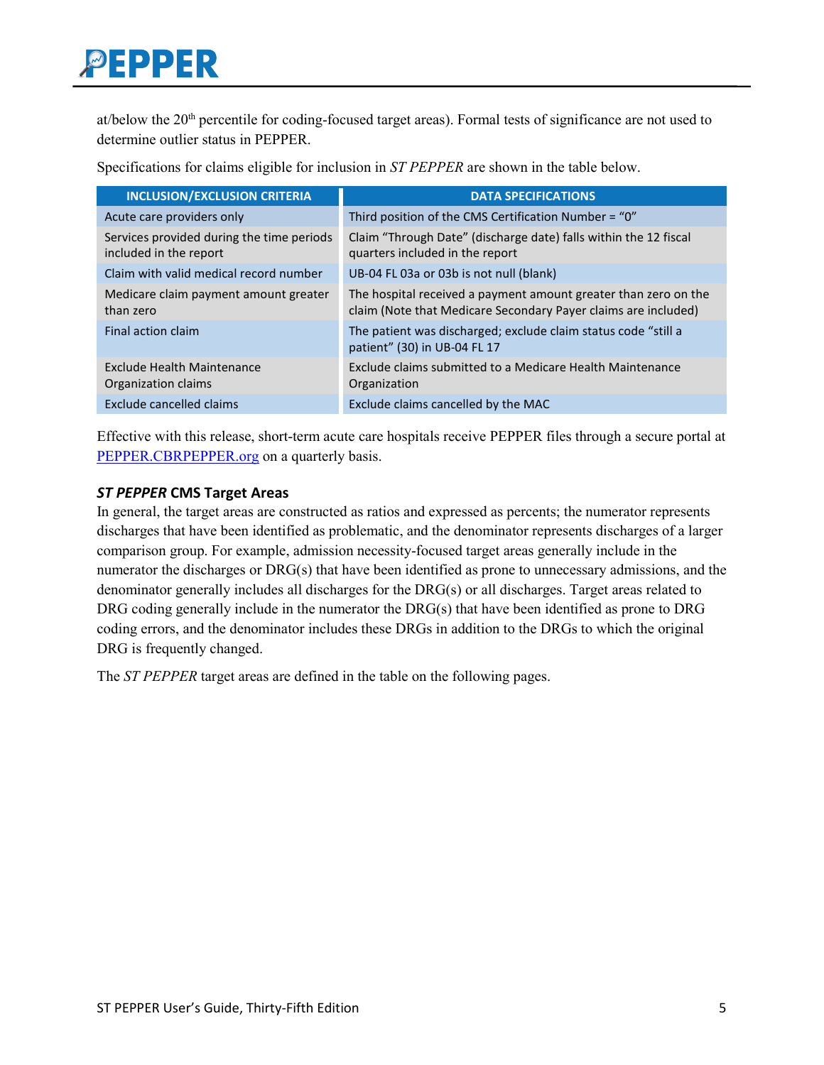at/below the 20th percentile for coding-focused target areas). Formal tests of significance are not used to determine outlier status in PEPPER.

Specifications for claims eligible for inclusion in *ST PEPPER* are shown in the table below.

| INCLUSION/EXCLUSION CRITERIA | DATA SPECIFICATIONS |
|---|---|
| Acute care providers only | Third position of the CMS Certification Number = "0" |
| Services provided during the time periods included in the report | Claim "Through Date" (discharge date) falls within the 12 fiscal quarters included in the report |
| Claim with valid medical record number | UB-04 FL 03a or 03b is not null (blank) |
| Medicare claim payment amount greater than zero | The hospital received a payment amount greater than zero on the claim (Note that Medicare Secondary Payer claims are included) |
| Final action claim | The patient was discharged; exclude claim status code "still a patient" (30) in UB-04 FL 17 |
| Exclude Health Maintenance Organization claims | Exclude claims submitted to a Medicare Health Maintenance Organization |
| Exclude cancelled claims | Exclude claims cancelled by the MAC |

Effective with this release, short-term acute care hospitals receive PEPPER files through a secure portal at [PEPPER.CBRPEPPER.org](PEPPER.CBRPEPPER.org) on a quarterly basis.

### *ST PEPPER* CMS Target Areas

In general, the target areas are constructed as ratios and expressed as percents; the numerator represents discharges that have been identified as problematic, and the denominator represents discharges of a larger comparison group. For example, admission necessity-focused target areas generally include in the numerator the discharges or DRG(s) that have been identified as prone to unnecessary admissions, and the denominator generally includes all discharges for the DRG(s) or all discharges. Target areas related to DRG coding generally include in the numerator the DRG(s) that have been identified as prone to DRG coding errors, and the denominator includes these DRGs in addition to the DRGs to which the original DRG is frequently changed.

The *ST PEPPER* target areas are defined in the table on the following pages.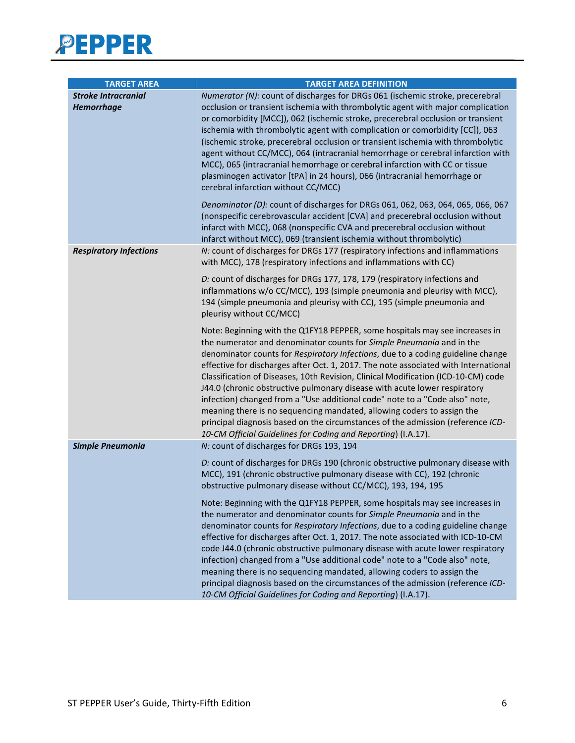| TARGET AREA | TARGET AREA DEFINITION |
|---|---|
| ***Stroke Intracranial Hemorrhage*** | *Numerator (N):* count of discharges for DRGs 061 (ischemic stroke, precerebral occlusion or transient ischemia with thrombolytic agent with major complication or comorbidity [MCC]), 062 (ischemic stroke, precerebral occlusion or transient ischemia with thrombolytic agent with complication or comorbidity [CC]), 063 (ischemic stroke, precerebral occlusion or transient ischemia with thrombolytic agent without CC/MCC), 064 (intracranial hemorrhage or cerebral infarction with MCC), 065 (intracranial hemorrhage or cerebral infarction with CC or tissue plasminogen activator [tPA] in 24 hours), 066 (intracranial hemorrhage or cerebral infarction without CC/MCC)<br><br>*Denominator (D):* count of discharges for DRGs 061, 062, 063, 064, 065, 066, 067 (nonspecific cerebrovascular accident [CVA] and precerebral occlusion without infarct with MCC), 068 (nonspecific CVA and precerebral occlusion without infarct without MCC), 069 (transient ischemia without thrombolytic) |
| ***Respiratory Infections*** | *N:* count of discharges for DRGs 177 (respiratory infections and inflammations with MCC), 178 (respiratory infections and inflammations with CC)<br><br>*D:* count of discharges for DRGs 177, 178, 179 (respiratory infections and inflammations w/o CC/MCC), 193 (simple pneumonia and pleurisy with MCC), 194 (simple pneumonia and pleurisy with CC), 195 (simple pneumonia and pleurisy without CC/MCC)<br><br>Note: Beginning with the Q1FY18 PEPPER, some hospitals may see increases in the numerator and denominator counts for *Simple Pneumonia* and in the denominator counts for *Respiratory Infections*, due to a coding guideline change effective for discharges after Oct. 1, 2017. The note associated with International Classification of Diseases, 10th Revision, Clinical Modification (ICD-10-CM) code J44.0 (chronic obstructive pulmonary disease with acute lower respiratory infection) changed from a "Use additional code" note to a "Code also" note, meaning there is no sequencing mandated, allowing coders to assign the principal diagnosis based on the circumstances of the admission (reference *ICD-10-CM Official Guidelines for Coding and Reporting*) (I.A.17). |
| ***Simple Pneumonia*** | *N:* count of discharges for DRGs 193, 194<br><br>*D:* count of discharges for DRGs 190 (chronic obstructive pulmonary disease with MCC), 191 (chronic obstructive pulmonary disease with CC), 192 (chronic obstructive pulmonary disease without CC/MCC), 193, 194, 195<br><br>Note: Beginning with the Q1FY18 PEPPER, some hospitals may see increases in the numerator and denominator counts for *Simple Pneumonia* and in the denominator counts for *Respiratory Infections*, due to a coding guideline change effective for discharges after Oct. 1, 2017. The note associated with ICD-10-CM code J44.0 (chronic obstructive pulmonary disease with acute lower respiratory infection) changed from a "Use additional code" note to a "Code also" note, meaning there is no sequencing mandated, allowing coders to assign the principal diagnosis based on the circumstances of the admission (reference *ICD-10-CM Official Guidelines for Coding and Reporting*) (I.A.17). |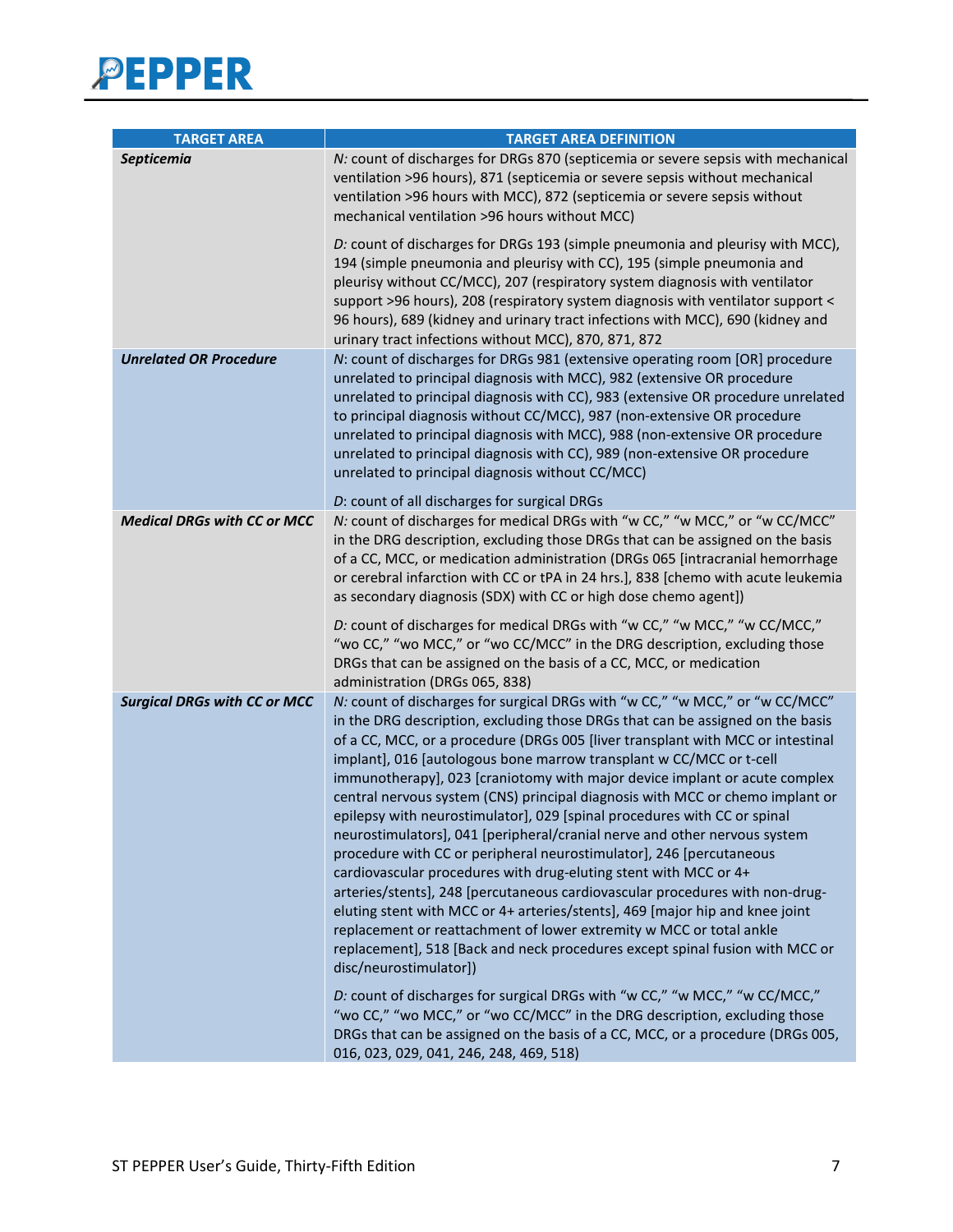| TARGET AREA | TARGET AREA DEFINITION |
|---|---|
| ***Septicemia*** | *N:* count of discharges for DRGs 870 (septicemia or severe sepsis with mechanical ventilation >96 hours), 871 (septicemia or severe sepsis without mechanical ventilation >96 hours with MCC), 872 (septicemia or severe sepsis without mechanical ventilation >96 hours without MCC)<br><br>*D:* count of discharges for DRGs 193 (simple pneumonia and pleurisy with MCC), 194 (simple pneumonia and pleurisy with CC), 195 (simple pneumonia and pleurisy without CC/MCC), 207 (respiratory system diagnosis with ventilator support >96 hours), 208 (respiratory system diagnosis with ventilator support < 96 hours), 689 (kidney and urinary tract infections with MCC), 690 (kidney and urinary tract infections without MCC), 870, 871, 872 |
| ***Unrelated OR Procedure*** | *N*: count of discharges for DRGs 981 (extensive operating room [OR] procedure unrelated to principal diagnosis with MCC), 982 (extensive OR procedure unrelated to principal diagnosis with CC), 983 (extensive OR procedure unrelated to principal diagnosis without CC/MCC), 987 (non-extensive OR procedure unrelated to principal diagnosis with MCC), 988 (non-extensive OR procedure unrelated to principal diagnosis with CC), 989 (non-extensive OR procedure unrelated to principal diagnosis without CC/MCC)<br><br>*D*: count of all discharges for surgical DRGs |
| ***Medical DRGs with CC or MCC*** | *N:* count of discharges for medical DRGs with "w CC," "w MCC," or "w CC/MCC" in the DRG description, excluding those DRGs that can be assigned on the basis of a CC, MCC, or medication administration (DRGs 065 [intracranial hemorrhage or cerebral infarction with CC or tPA in 24 hrs.], 838 [chemo with acute leukemia as secondary diagnosis (SDX) with CC or high dose chemo agent])<br><br>*D:* count of discharges for medical DRGs with "w CC," "w MCC," "w CC/MCC," "wo CC," "wo MCC," or "wo CC/MCC" in the DRG description, excluding those DRGs that can be assigned on the basis of a CC, MCC, or medication administration (DRGs 065, 838) |
| ***Surgical DRGs with CC or MCC*** | *N:* count of discharges for surgical DRGs with "w CC," "w MCC," or "w CC/MCC" in the DRG description, excluding those DRGs that can be assigned on the basis of a CC, MCC, or a procedure (DRGs 005 [liver transplant with MCC or intestinal implant], 016 [autologous bone marrow transplant w CC/MCC or t-cell immunotherapy], 023 [craniotomy with major device implant or acute complex central nervous system (CNS) principal diagnosis with MCC or chemo implant or epilepsy with neurostimulator], 029 [spinal procedures with CC or spinal neurostimulators], 041 [peripheral/cranial nerve and other nervous system procedure with CC or peripheral neurostimulator], 246 [percutaneous cardiovascular procedures with drug-eluting stent with MCC or 4+ arteries/stents], 248 [percutaneous cardiovascular procedures with non-drug-eluting stent with MCC or 4+ arteries/stents], 469 [major hip and knee joint replacement or reattachment of lower extremity w MCC or total ankle replacement], 518 [Back and neck procedures except spinal fusion with MCC or disc/neurostimulator])<br><br>*D:* count of discharges for surgical DRGs with "w CC," "w MCC," "w CC/MCC," "wo CC," "wo MCC," or "wo CC/MCC" in the DRG description, excluding those DRGs that can be assigned on the basis of a CC, MCC, or a procedure (DRGs 005, 016, 023, 029, 041, 246, 248, 469, 518) |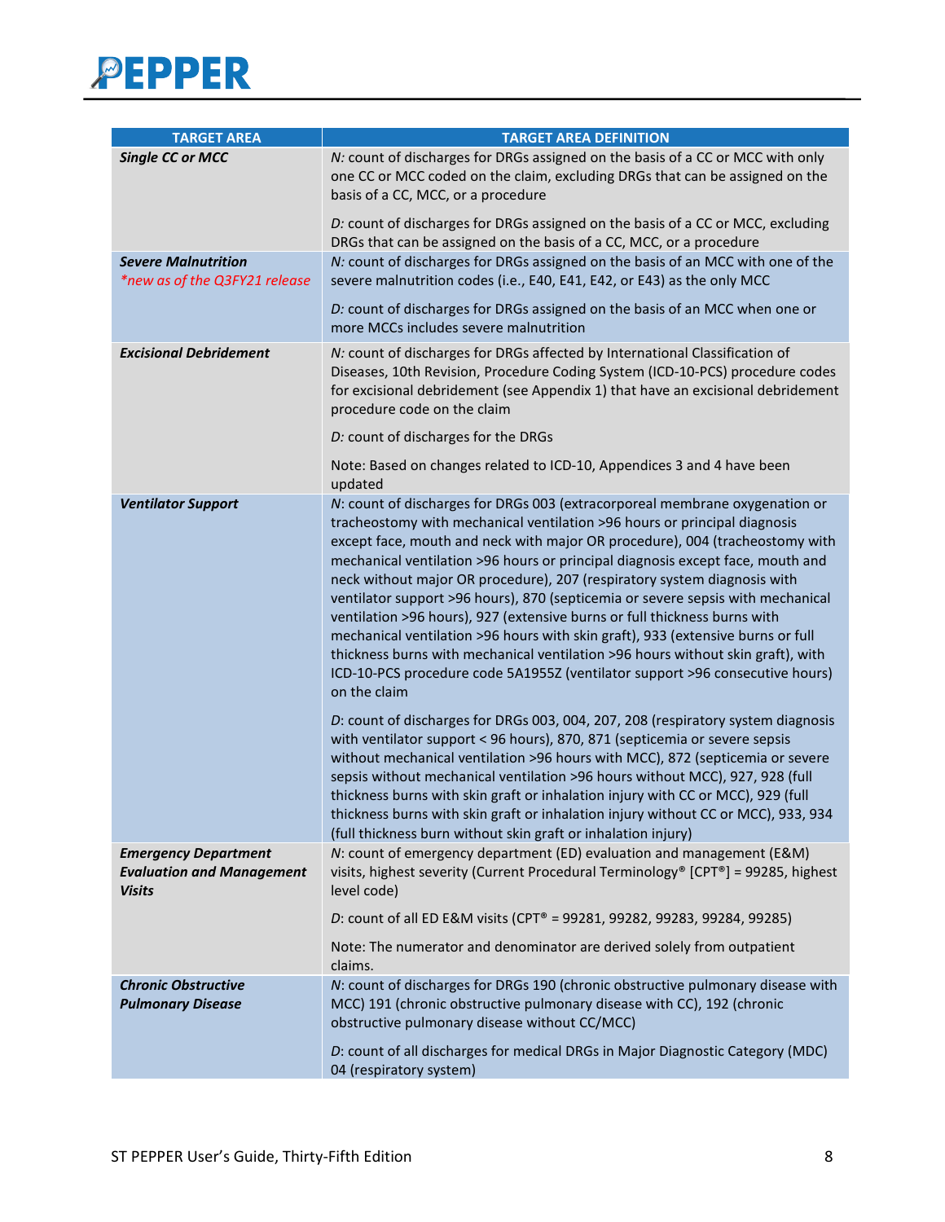| TARGET AREA | TARGET AREA DEFINITION |
|---|---|
| ***Single CC or MCC*** | *N:* count of discharges for DRGs assigned on the basis of a CC or MCC with only one CC or MCC coded on the claim, excluding DRGs that can be assigned on the basis of a CC, MCC, or a procedure<br><br>*D:* count of discharges for DRGs assigned on the basis of a CC or MCC, excluding DRGs that can be assigned on the basis of a CC, MCC, or a procedure |
| ***Severe Malnutrition***<br>*\*new as of the Q3FY21 release* | *N:* count of discharges for DRGs assigned on the basis of an MCC with one of the severe malnutrition codes (i.e., E40, E41, E42, or E43) as the only MCC<br><br>*D:* count of discharges for DRGs assigned on the basis of an MCC when one or more MCCs includes severe malnutrition |
| ***Excisional Debridement*** | *N:* count of discharges for DRGs affected by International Classification of Diseases, 10th Revision, Procedure Coding System (ICD-10-PCS) procedure codes for excisional debridement (see Appendix 1) that have an excisional debridement procedure code on the claim<br><br>*D:* count of discharges for the DRGs<br><br>Note: Based on changes related to ICD-10, Appendices 3 and 4 have been updated |
| ***Ventilator Support*** | *N*: count of discharges for DRGs 003 (extracorporeal membrane oxygenation or tracheostomy with mechanical ventilation >96 hours or principal diagnosis except face, mouth and neck with major OR procedure), 004 (tracheostomy with mechanical ventilation >96 hours or principal diagnosis except face, mouth and neck without major OR procedure), 207 (respiratory system diagnosis with ventilator support >96 hours), 870 (septicemia or severe sepsis with mechanical ventilation >96 hours), 927 (extensive burns or full thickness burns with mechanical ventilation >96 hours with skin graft), 933 (extensive burns or full thickness burns with mechanical ventilation >96 hours without skin graft), with ICD-10-PCS procedure code 5A1955Z (ventilator support >96 consecutive hours) on the claim<br><br>*D*: count of discharges for DRGs 003, 004, 207, 208 (respiratory system diagnosis with ventilator support < 96 hours), 870, 871 (septicemia or severe sepsis without mechanical ventilation >96 hours with MCC), 872 (septicemia or severe sepsis without mechanical ventilation >96 hours without MCC), 927, 928 (full thickness burns with skin graft or inhalation injury with CC or MCC), 929 (full thickness burns with skin graft or inhalation injury without CC or MCC), 933, 934 (full thickness burn without skin graft or inhalation injury) |
| ***Emergency Department Evaluation and Management Visits*** | *N*: count of emergency department (ED) evaluation and management (E&M) visits, highest severity (Current Procedural Terminology® [CPT®] = 99285, highest level code)<br><br>*D*: count of all ED E&M visits (CPT® = 99281, 99282, 99283, 99284, 99285)<br><br>Note: The numerator and denominator are derived solely from outpatient claims. |
| ***Chronic Obstructive Pulmonary Disease*** | *N*: count of discharges for DRGs 190 (chronic obstructive pulmonary disease with MCC) 191 (chronic obstructive pulmonary disease with CC), 192 (chronic obstructive pulmonary disease without CC/MCC)<br><br>*D*: count of all discharges for medical DRGs in Major Diagnostic Category (MDC) 04 (respiratory system) |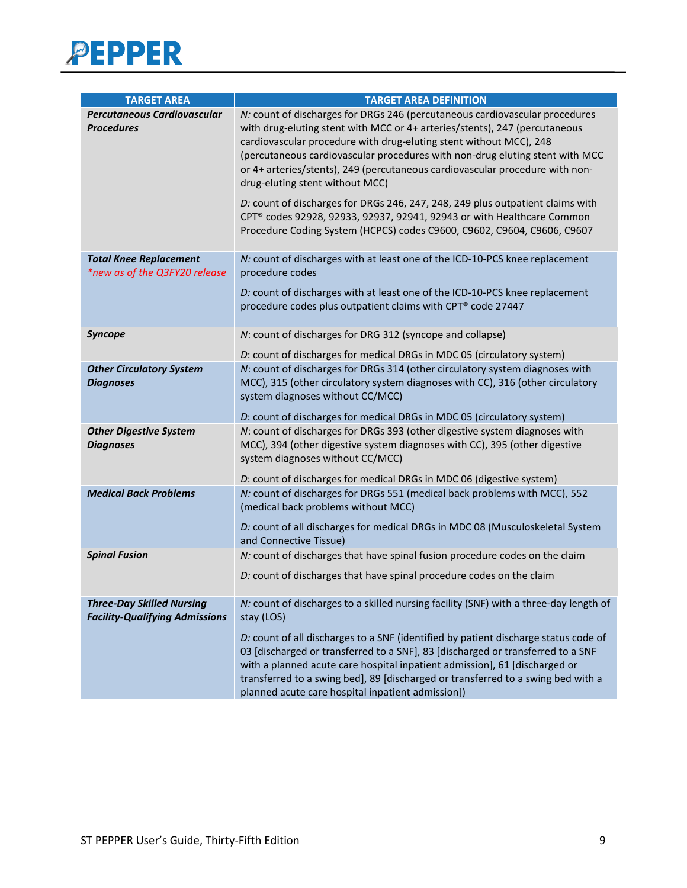| TARGET AREA | TARGET AREA DEFINITION |
|---|---|
| ***Percutaneous Cardiovascular Procedures*** | *N:* count of discharges for DRGs 246 (percutaneous cardiovascular procedures with drug-eluting stent with MCC or 4+ arteries/stents), 247 (percutaneous cardiovascular procedure with drug-eluting stent without MCC), 248 (percutaneous cardiovascular procedures with non-drug eluting stent with MCC or 4+ arteries/stents), 249 (percutaneous cardiovascular procedure with non-drug-eluting stent without MCC)<br><br>*D:* count of discharges for DRGs 246, 247, 248, 249 plus outpatient claims with CPT® codes 92928, 92933, 92937, 92941, 92943 or with Healthcare Common Procedure Coding System (HCPCS) codes C9600, C9602, C9604, C9606, C9607 |
| ***Total Knee Replacement***<br>*\*new as of the Q3FY20 release* | *N:* count of discharges with at least one of the ICD-10-PCS knee replacement procedure codes<br><br>*D:* count of discharges with at least one of the ICD-10-PCS knee replacement procedure codes plus outpatient claims with CPT® code 27447 |
| ***Syncope*** | *N*: count of discharges for DRG 312 (syncope and collapse)<br><br>*D*: count of discharges for medical DRGs in MDC 05 (circulatory system) |
| ***Other Circulatory System Diagnoses*** | *N*: count of discharges for DRGs 314 (other circulatory system diagnoses with MCC), 315 (other circulatory system diagnoses with CC), 316 (other circulatory system diagnoses without CC/MCC)<br><br>*D*: count of discharges for medical DRGs in MDC 05 (circulatory system) |
| ***Other Digestive System Diagnoses*** | *N*: count of discharges for DRGs 393 (other digestive system diagnoses with MCC), 394 (other digestive system diagnoses with CC), 395 (other digestive system diagnoses without CC/MCC)<br><br>*D*: count of discharges for medical DRGs in MDC 06 (digestive system) |
| ***Medical Back Problems*** | *N:* count of discharges for DRGs 551 (medical back problems with MCC), 552 (medical back problems without MCC)<br><br>*D:* count of all discharges for medical DRGs in MDC 08 (Musculoskeletal System and Connective Tissue) |
| ***Spinal Fusion*** | *N:* count of discharges that have spinal fusion procedure codes on the claim<br><br>*D:* count of discharges that have spinal procedure codes on the claim |
| ***Three-Day Skilled Nursing Facility-Qualifying Admissions*** | *N:* count of discharges to a skilled nursing facility (SNF) with a three-day length of stay (LOS)<br><br>*D:* count of all discharges to a SNF (identified by patient discharge status code of 03 [discharged or transferred to a SNF], 83 [discharged or transferred to a SNF with a planned acute care hospital inpatient admission], 61 [discharged or transferred to a swing bed], 89 [discharged or transferred to a swing bed with a planned acute care hospital inpatient admission]) |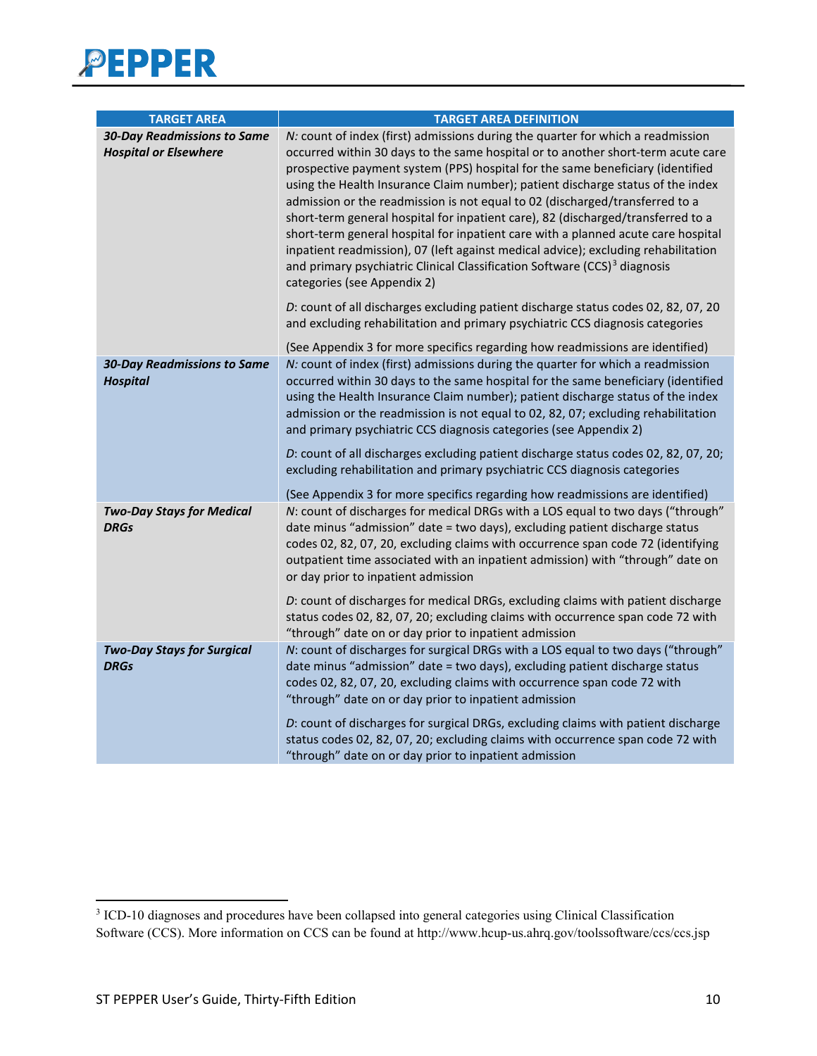| TARGET AREA | TARGET AREA DEFINITION |
|---|---|
| ***30-Day Readmissions to Same Hospital or Elsewhere*** | *N:* count of index (first) admissions during the quarter for which a readmission occurred within 30 days to the same hospital or to another short-term acute care prospective payment system (PPS) hospital for the same beneficiary (identified using the Health Insurance Claim number); patient discharge status of the index admission or the readmission is not equal to 02 (discharged/transferred to a short-term general hospital for inpatient care), 82 (discharged/transferred to a short-term general hospital for inpatient care with a planned acute care hospital inpatient readmission), 07 (left against medical advice); excluding rehabilitation and primary psychiatric Clinical Classification Software (CCS)[3] diagnosis categories (see Appendix 2)<br><br>*D*: count of all discharges excluding patient discharge status codes 02, 82, 07, 20 and excluding rehabilitation and primary psychiatric CCS diagnosis categories<br><br>(See Appendix 3 for more specifics regarding how readmissions are identified) |
| ***30-Day Readmissions to Same Hospital*** | *N:* count of index (first) admissions during the quarter for which a readmission occurred within 30 days to the same hospital for the same beneficiary (identified using the Health Insurance Claim number); patient discharge status of the index admission or the readmission is not equal to 02, 82, 07; excluding rehabilitation and primary psychiatric CCS diagnosis categories (see Appendix 2)<br><br>*D*: count of all discharges excluding patient discharge status codes 02, 82, 07, 20; excluding rehabilitation and primary psychiatric CCS diagnosis categories<br><br>(See Appendix 3 for more specifics regarding how readmissions are identified) |
| ***Two-Day Stays for Medical DRGs*** | *N*: count of discharges for medical DRGs with a LOS equal to two days ("through" date minus "admission" date = two days), excluding patient discharge status codes 02, 82, 07, 20, excluding claims with occurrence span code 72 (identifying outpatient time associated with an inpatient admission) with "through" date on or day prior to inpatient admission<br><br>*D*: count of discharges for medical DRGs, excluding claims with patient discharge status codes 02, 82, 07, 20; excluding claims with occurrence span code 72 with "through" date on or day prior to inpatient admission |
| ***Two-Day Stays for Surgical DRGs*** | *N*: count of discharges for surgical DRGs with a LOS equal to two days ("through" date minus "admission" date = two days), excluding patient discharge status codes 02, 82, 07, 20, excluding claims with occurrence span code 72 with "through" date on or day prior to inpatient admission<br><br>*D*: count of discharges for surgical DRGs, excluding claims with patient discharge status codes 02, 82, 07, 20; excluding claims with occurrence span code 72 with "through" date on or day prior to inpatient admission |

[3] ICD-10 diagnoses and procedures have been collapsed into general categories using Clinical Classification Software (CCS). More information on CCS can be found at http://www.hcup-us.ahrq.gov/toolssoftware/ccs/ccs.jsp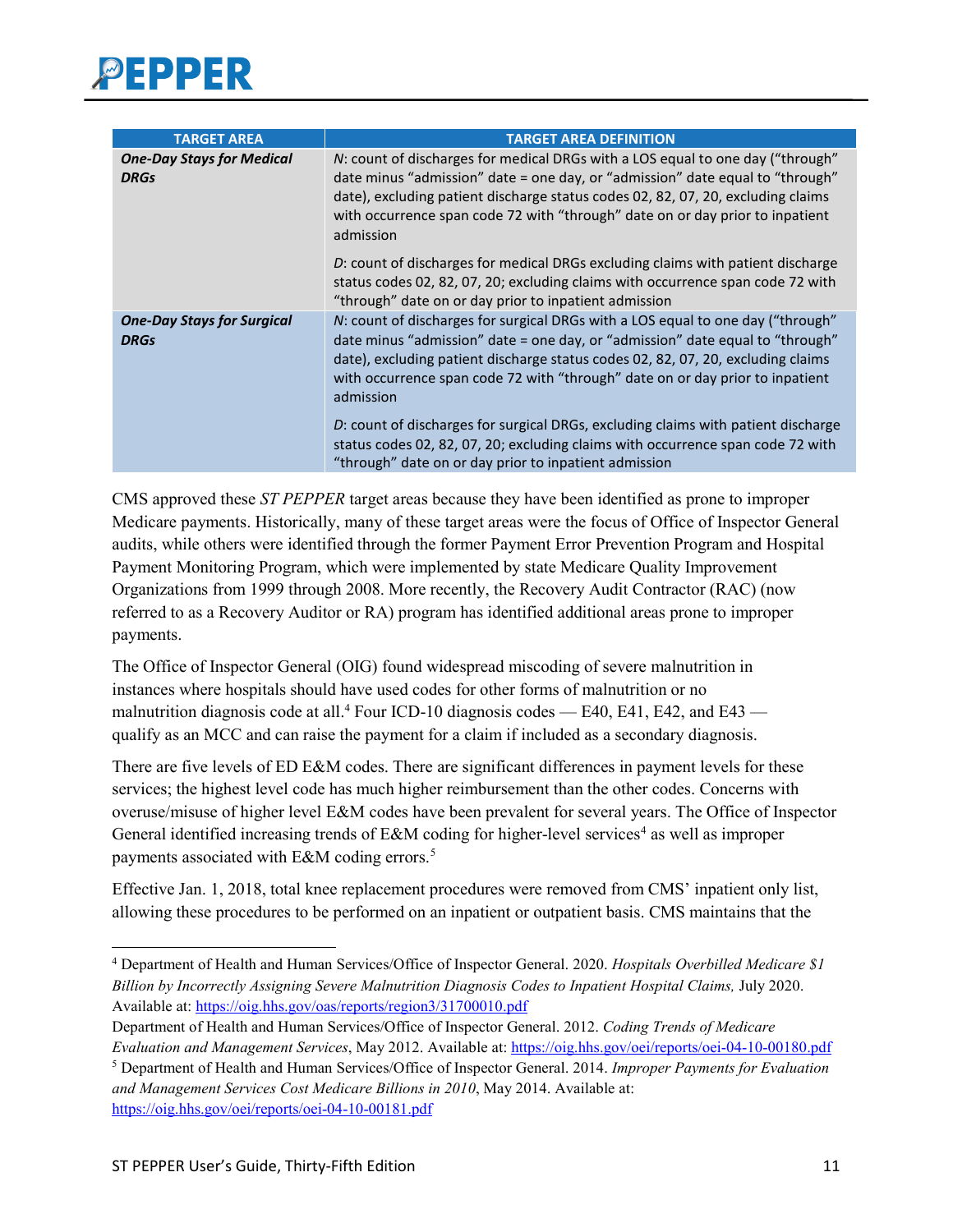| TARGET AREA | TARGET AREA DEFINITION |
|---|---|
| ***One-Day Stays for Medical DRGs*** | *N*: count of discharges for medical DRGs with a LOS equal to one day ("through" date minus "admission" date = one day, or "admission" date equal to "through" date), excluding patient discharge status codes 02, 82, 07, 20, excluding claims with occurrence span code 72 with "through" date on or day prior to inpatient admission<br><br>*D*: count of discharges for medical DRGs excluding claims with patient discharge status codes 02, 82, 07, 20; excluding claims with occurrence span code 72 with "through" date on or day prior to inpatient admission |
| ***One-Day Stays for Surgical DRGs*** | *N*: count of discharges for surgical DRGs with a LOS equal to one day ("through" date minus "admission" date = one day, or "admission" date equal to "through" date), excluding patient discharge status codes 02, 82, 07, 20, excluding claims with occurrence span code 72 with "through" date on or day prior to inpatient admission<br><br>*D*: count of discharges for surgical DRGs, excluding claims with patient discharge status codes 02, 82, 07, 20; excluding claims with occurrence span code 72 with "through" date on or day prior to inpatient admission |

CMS approved these *ST PEPPER* target areas because they have been identified as prone to improper Medicare payments. Historically, many of these target areas were the focus of Office of Inspector General audits, while others were identified through the former Payment Error Prevention Program and Hospital Payment Monitoring Program, which were implemented by state Medicare Quality Improvement Organizations from 1999 through 2008. More recently, the Recovery Audit Contractor (RAC) (now referred to as a Recovery Auditor or RA) program has identified additional areas prone to improper payments.

The Office of Inspector General (OIG) found widespread miscoding of severe malnutrition in instances where hospitals should have used codes for other forms of malnutrition or no malnutrition diagnosis code at all.[4] Four ICD-10 diagnosis codes — E40, E41, E42, and E43 — qualify as an MCC and can raise the payment for a claim if included as a secondary diagnosis.

There are five levels of ED E&M codes. There are significant differences in payment levels for these services; the highest level code has much higher reimbursement than the other codes. Concerns with overuse/misuse of higher level E&M codes have been prevalent for several years. The Office of Inspector General identified increasing trends of E&M coding for higher-level services[4] as well as improper payments associated with E&M coding errors.[5]

Effective Jan. 1, 2018, total knee replacement procedures were removed from CMS' inpatient only list, allowing these procedures to be performed on an inpatient or outpatient basis. CMS maintains that the

---

[4] Department of Health and Human Services/Office of Inspector General. 2020. *Hospitals Overbilled Medicare $1 Billion by Incorrectly Assigning Severe Malnutrition Diagnosis Codes to Inpatient Hospital Claims,* July 2020. Available at: https://oig.hhs.gov/oas/reports/region3/31700010.pdf

Department of Health and Human Services/Office of Inspector General. 2012. *Coding Trends of Medicare Evaluation and Management Services*, May 2012. Available at: https://oig.hhs.gov/oei/reports/oei-04-10-00180.pdf

[5] Department of Health and Human Services/Office of Inspector General. 2014. *Improper Payments for Evaluation and Management Services Cost Medicare Billions in 2010*, May 2014. Available at: https://oig.hhs.gov/oei/reports/oei-04-10-00181.pdf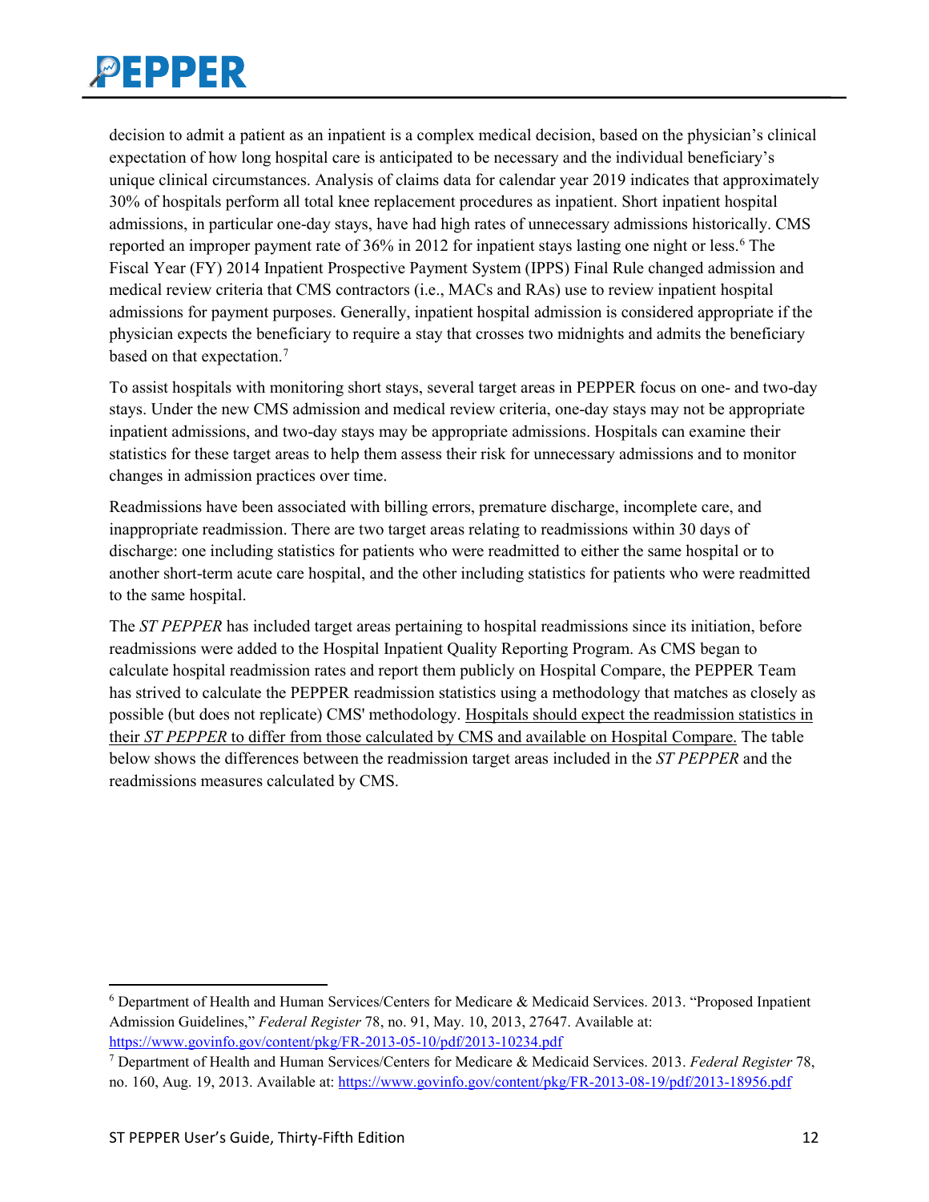decision to admit a patient as an inpatient is a complex medical decision, based on the physician's clinical expectation of how long hospital care is anticipated to be necessary and the individual beneficiary's unique clinical circumstances. Analysis of claims data for calendar year 2019 indicates that approximately 30% of hospitals perform all total knee replacement procedures as inpatient. Short inpatient hospital admissions, in particular one-day stays, have had high rates of unnecessary admissions historically. CMS reported an improper payment rate of 36% in 2012 for inpatient stays lasting one night or less.[6] The Fiscal Year (FY) 2014 Inpatient Prospective Payment System (IPPS) Final Rule changed admission and medical review criteria that CMS contractors (i.e., MACs and RAs) use to review inpatient hospital admissions for payment purposes. Generally, inpatient hospital admission is considered appropriate if the physician expects the beneficiary to require a stay that crosses two midnights and admits the beneficiary based on that expectation.[7]

To assist hospitals with monitoring short stays, several target areas in PEPPER focus on one- and two-day stays. Under the new CMS admission and medical review criteria, one-day stays may not be appropriate inpatient admissions, and two-day stays may be appropriate admissions. Hospitals can examine their statistics for these target areas to help them assess their risk for unnecessary admissions and to monitor changes in admission practices over time.

Readmissions have been associated with billing errors, premature discharge, incomplete care, and inappropriate readmission. There are two target areas relating to readmissions within 30 days of discharge: one including statistics for patients who were readmitted to either the same hospital or to another short-term acute care hospital, and the other including statistics for patients who were readmitted to the same hospital.

The *ST PEPPER* has included target areas pertaining to hospital readmissions since its initiation, before readmissions were added to the Hospital Inpatient Quality Reporting Program. As CMS began to calculate hospital readmission rates and report them publicly on Hospital Compare, the PEPPER Team has strived to calculate the PEPPER readmission statistics using a methodology that matches as closely as possible (but does not replicate) CMS' methodology. Hospitals should expect the readmission statistics in their *ST PEPPER* to differ from those calculated by CMS and available on Hospital Compare. The table below shows the differences between the readmission target areas included in the *ST PEPPER* and the readmissions measures calculated by CMS.

---

[6] Department of Health and Human Services/Centers for Medicare & Medicaid Services. 2013. "Proposed Inpatient Admission Guidelines," *Federal Register* 78, no. 91, May. 10, 2013, 27647. Available at: https://www.govinfo.gov/content/pkg/FR-2013-05-10/pdf/2013-10234.pdf

[7] Department of Health and Human Services/Centers for Medicare & Medicaid Services. 2013. *Federal Register* 78, no. 160, Aug. 19, 2013. Available at: https://www.govinfo.gov/content/pkg/FR-2013-08-19/pdf/2013-18956.pdf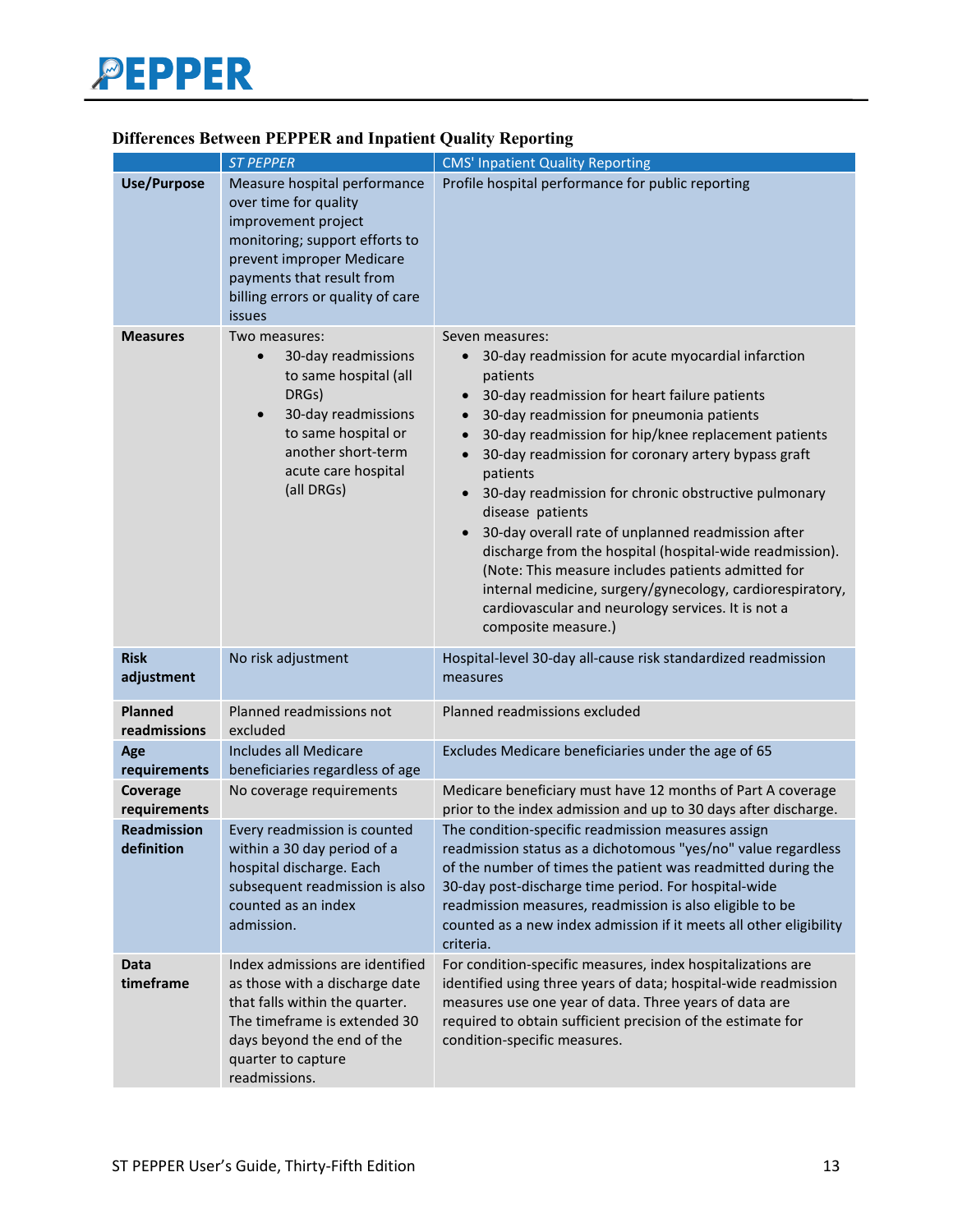### Differences Between PEPPER and Inpatient Quality Reporting

| | ST PEPPER | CMS' Inpatient Quality Reporting |
|---|---|---|
| **Use/Purpose** | Measure hospital performance over time for quality improvement project monitoring; support efforts to prevent improper Medicare payments that result from billing errors or quality of care issues | Profile hospital performance for public reporting |
| **Measures** | Two measures:<br>• 30-day readmissions to same hospital (all DRGs)<br>• 30-day readmissions to same hospital or another short-term acute care hospital (all DRGs) | Seven measures:<br>• 30-day readmission for acute myocardial infarction patients<br>• 30-day readmission for heart failure patients<br>• 30-day readmission for pneumonia patients<br>• 30-day readmission for hip/knee replacement patients<br>• 30-day readmission for coronary artery bypass graft patients<br>• 30-day readmission for chronic obstructive pulmonary disease patients<br>• 30-day overall rate of unplanned readmission after discharge from the hospital (hospital-wide readmission). (Note: This measure includes patients admitted for internal medicine, surgery/gynecology, cardiorespiratory, cardiovascular and neurology services. It is not a composite measure.) |
| **Risk adjustment** | No risk adjustment | Hospital-level 30-day all-cause risk standardized readmission measures |
| **Planned readmissions** | Planned readmissions not excluded | Planned readmissions excluded |
| **Age requirements** | Includes all Medicare beneficiaries regardless of age | Excludes Medicare beneficiaries under the age of 65 |
| **Coverage requirements** | No coverage requirements | Medicare beneficiary must have 12 months of Part A coverage prior to the index admission and up to 30 days after discharge. |
| **Readmission definition** | Every readmission is counted within a 30 day period of a hospital discharge. Each subsequent readmission is also counted as an index admission. | The condition-specific readmission measures assign readmission status as a dichotomous "yes/no" value regardless of the number of times the patient was readmitted during the 30-day post-discharge time period. For hospital-wide readmission measures, readmission is also eligible to be counted as a new index admission if it meets all other eligibility criteria. |
| **Data timeframe** | Index admissions are identified as those with a discharge date that falls within the quarter. The timeframe is extended 30 days beyond the end of the quarter to capture readmissions. | For condition-specific measures, index hospitalizations are identified using three years of data; hospital-wide readmission measures use one year of data. Three years of data are required to obtain sufficient precision of the estimate for condition-specific measures. |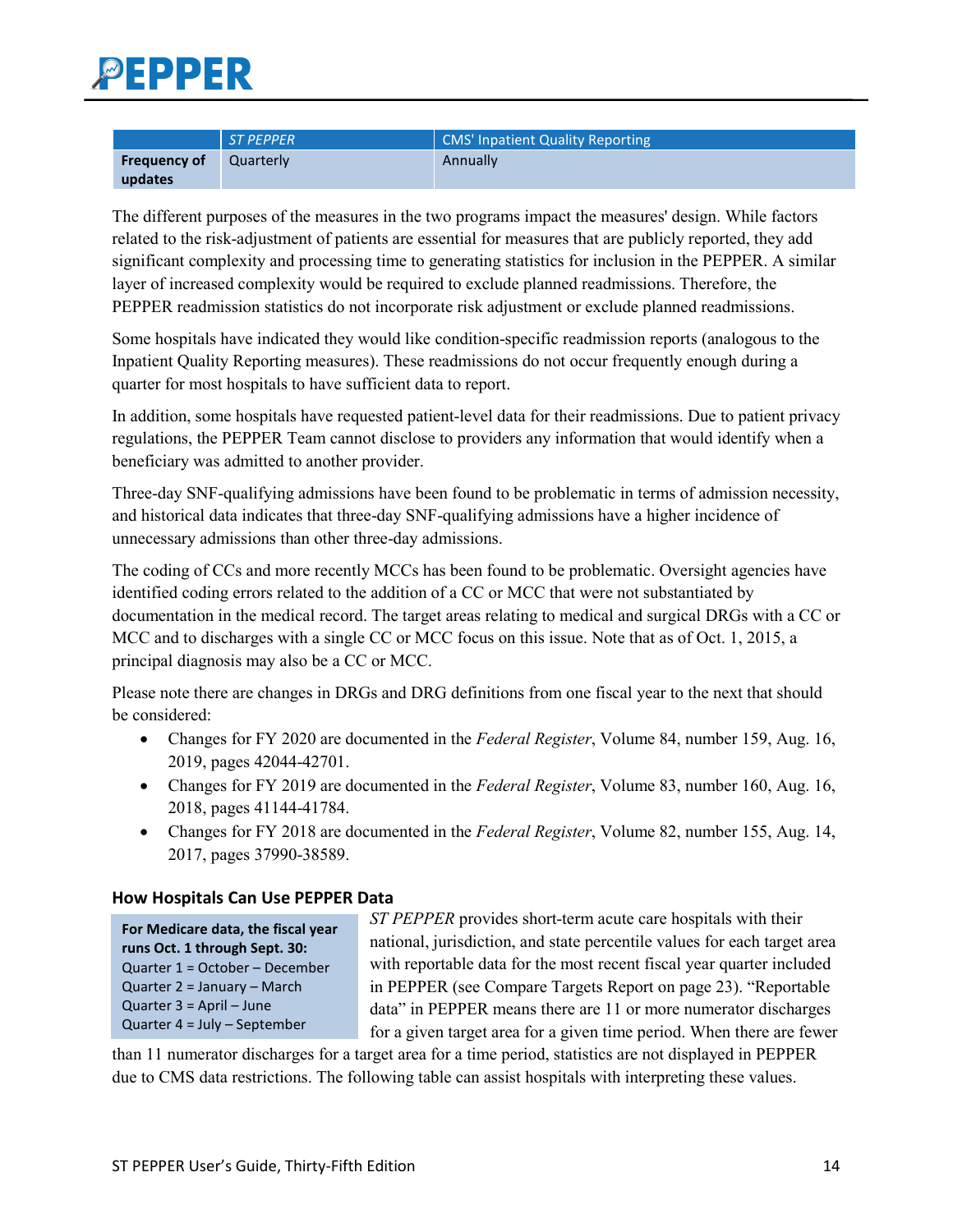| | ST PEPPER | CMS' Inpatient Quality Reporting |
|---|---|---|
| **Frequency of updates** | Quarterly | Annually |

The different purposes of the measures in the two programs impact the measures' design. While factors related to the risk-adjustment of patients are essential for measures that are publicly reported, they add significant complexity and processing time to generating statistics for inclusion in the PEPPER. A similar layer of increased complexity would be required to exclude planned readmissions. Therefore, the PEPPER readmission statistics do not incorporate risk adjustment or exclude planned readmissions.

Some hospitals have indicated they would like condition-specific readmission reports (analogous to the Inpatient Quality Reporting measures). These readmissions do not occur frequently enough during a quarter for most hospitals to have sufficient data to report.

In addition, some hospitals have requested patient-level data for their readmissions. Due to patient privacy regulations, the PEPPER Team cannot disclose to providers any information that would identify when a beneficiary was admitted to another provider.

Three-day SNF-qualifying admissions have been found to be problematic in terms of admission necessity, and historical data indicates that three-day SNF-qualifying admissions have a higher incidence of unnecessary admissions than other three-day admissions.

The coding of CCs and more recently MCCs has been found to be problematic. Oversight agencies have identified coding errors related to the addition of a CC or MCC that were not substantiated by documentation in the medical record. The target areas relating to medical and surgical DRGs with a CC or MCC and to discharges with a single CC or MCC focus on this issue. Note that as of Oct. 1, 2015, a principal diagnosis may also be a CC or MCC.

Please note there are changes in DRGs and DRG definitions from one fiscal year to the next that should be considered:

- Changes for FY 2020 are documented in the *Federal Register*, Volume 84, number 159, Aug. 16, 2019, pages 42044-42701.
- Changes for FY 2019 are documented in the *Federal Register*, Volume 83, number 160, Aug. 16, 2018, pages 41144-41784.
- Changes for FY 2018 are documented in the *Federal Register*, Volume 82, number 155, Aug. 14, 2017, pages 37990-38589.

### How Hospitals Can Use PEPPER Data

> **For Medicare data, the fiscal year runs Oct. 1 through Sept. 30:**
> Quarter 1 = October – December
> Quarter 2 = January – March
> Quarter 3 = April – June
> Quarter 4 = July – September

*ST PEPPER* provides short-term acute care hospitals with their national, jurisdiction, and state percentile values for each target area with reportable data for the most recent fiscal year quarter included in PEPPER (see Compare Targets Report on page 23). "Reportable data" in PEPPER means there are 11 or more numerator discharges for a given target area for a given time period. When there are fewer than 11 numerator discharges for a target area for a time period, statistics are not displayed in PEPPER due to CMS data restrictions. The following table can assist hospitals with interpreting these values.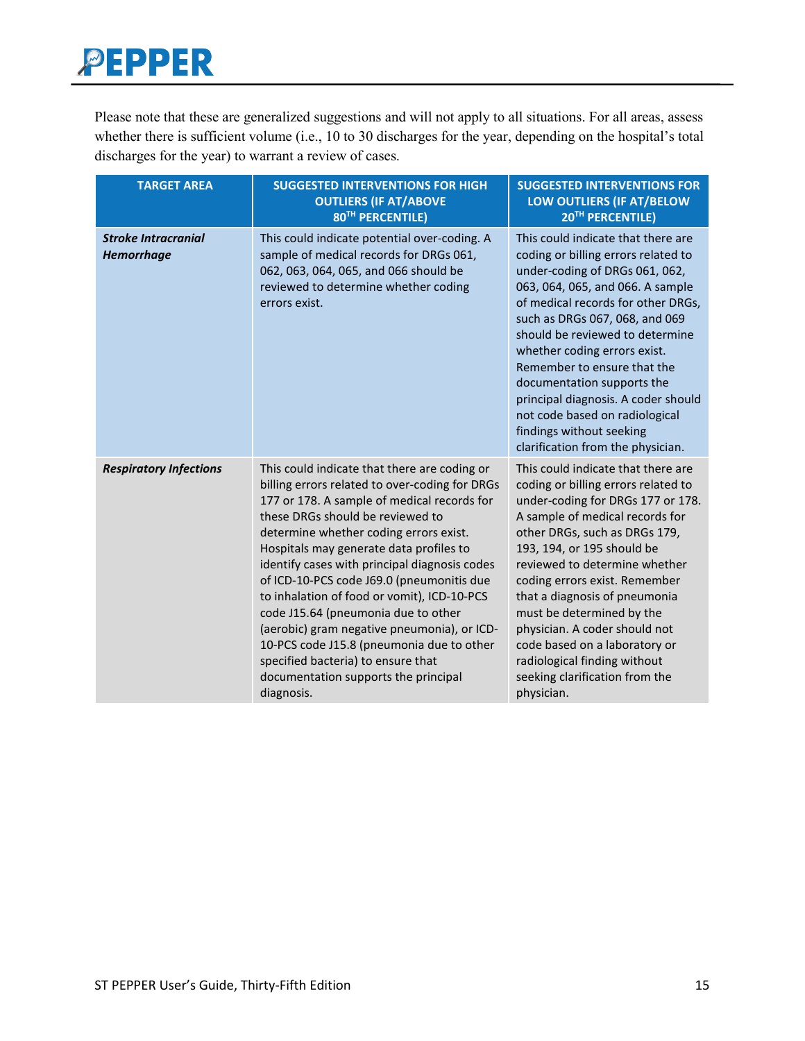Please note that these are generalized suggestions and will not apply to all situations. For all areas, assess whether there is sufficient volume (i.e., 10 to 30 discharges for the year, depending on the hospital's total discharges for the year) to warrant a review of cases.

| TARGET AREA | SUGGESTED INTERVENTIONS FOR HIGH OUTLIERS (IF AT/ABOVE 80TH PERCENTILE) | SUGGESTED INTERVENTIONS FOR LOW OUTLIERS (IF AT/BELOW 20TH PERCENTILE) |
|---|---|---|
| ***Stroke Intracranial Hemorrhage*** | This could indicate potential over-coding. A sample of medical records for DRGs 061, 062, 063, 064, 065, and 066 should be reviewed to determine whether coding errors exist. | This could indicate that there are coding or billing errors related to under-coding of DRGs 061, 062, 063, 064, 065, and 066. A sample of medical records for other DRGs, such as DRGs 067, 068, and 069 should be reviewed to determine whether coding errors exist. Remember to ensure that the documentation supports the principal diagnosis. A coder should not code based on radiological findings without seeking clarification from the physician. |
| ***Respiratory Infections*** | This could indicate that there are coding or billing errors related to over-coding for DRGs 177 or 178. A sample of medical records for these DRGs should be reviewed to determine whether coding errors exist. Hospitals may generate data profiles to identify cases with principal diagnosis codes of ICD-10-PCS code J69.0 (pneumonitis due to inhalation of food or vomit), ICD-10-PCS code J15.64 (pneumonia due to other (aerobic) gram negative pneumonia), or ICD-10-PCS code J15.8 (pneumonia due to other specified bacteria) to ensure that documentation supports the principal diagnosis. | This could indicate that there are coding or billing errors related to under-coding for DRGs 177 or 178. A sample of medical records for other DRGs, such as DRGs 179, 193, 194, or 195 should be reviewed to determine whether coding errors exist. Remember that a diagnosis of pneumonia must be determined by the physician. A coder should not code based on a laboratory or radiological finding without seeking clarification from the physician. |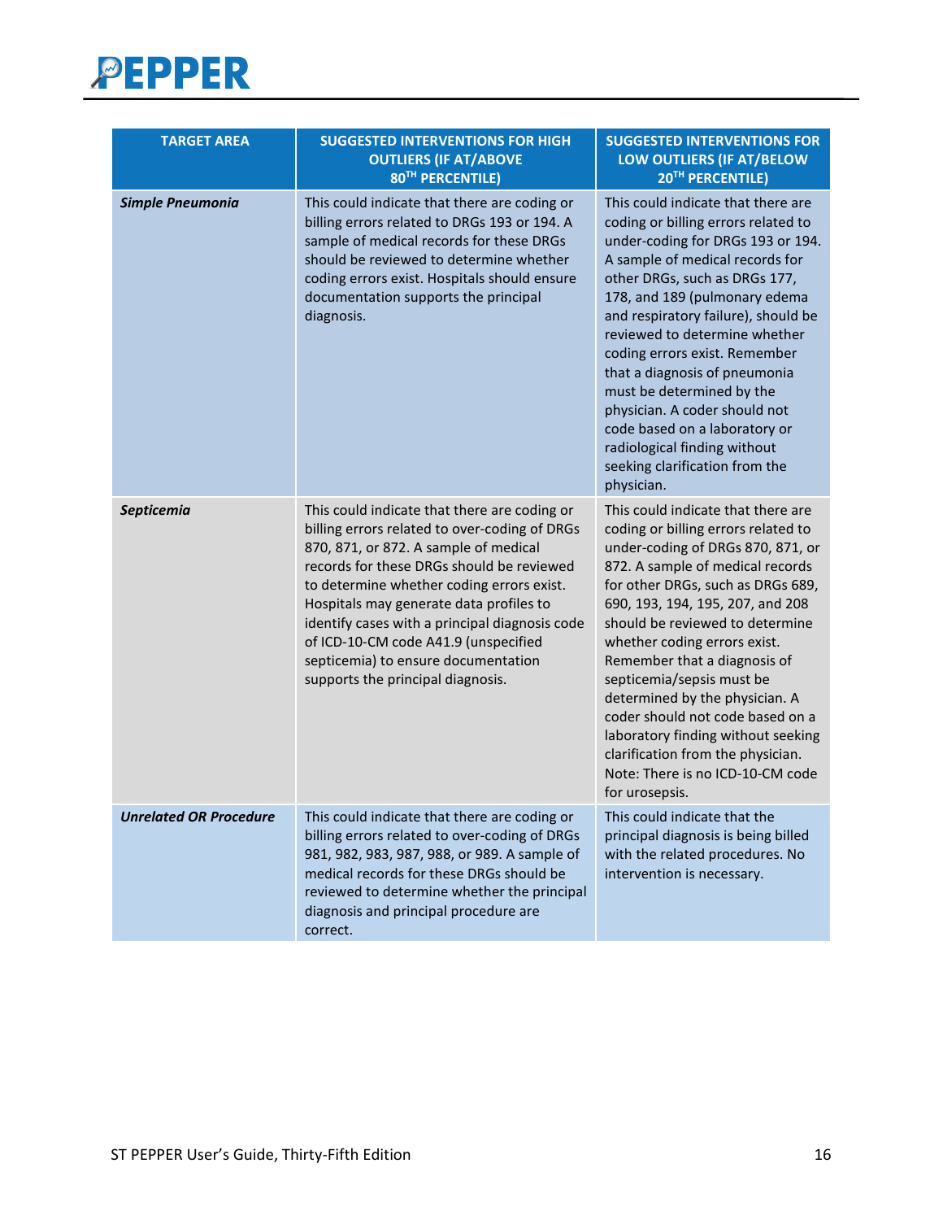| TARGET AREA | SUGGESTED INTERVENTIONS FOR HIGH OUTLIERS (IF AT/ABOVE 80TH PERCENTILE) | SUGGESTED INTERVENTIONS FOR LOW OUTLIERS (IF AT/BELOW 20TH PERCENTILE) |
|---|---|---|
| ***Simple Pneumonia*** | This could indicate that there are coding or billing errors related to DRGs 193 or 194. A sample of medical records for these DRGs should be reviewed to determine whether coding errors exist. Hospitals should ensure documentation supports the principal diagnosis. | This could indicate that there are coding or billing errors related to under-coding for DRGs 193 or 194. A sample of medical records for other DRGs, such as DRGs 177, 178, and 189 (pulmonary edema and respiratory failure), should be reviewed to determine whether coding errors exist. Remember that a diagnosis of pneumonia must be determined by the physician. A coder should not code based on a laboratory or radiological finding without seeking clarification from the physician. |
| ***Septicemia*** | This could indicate that there are coding or billing errors related to over-coding of DRGs 870, 871, or 872. A sample of medical records for these DRGs should be reviewed to determine whether coding errors exist. Hospitals may generate data profiles to identify cases with a principal diagnosis code of ICD-10-CM code A41.9 (unspecified septicemia) to ensure documentation supports the principal diagnosis. | This could indicate that there are coding or billing errors related to under-coding of DRGs 870, 871, or 872. A sample of medical records for other DRGs, such as DRGs 689, 690, 193, 194, 195, 207, and 208 should be reviewed to determine whether coding errors exist. Remember that a diagnosis of septicemia/sepsis must be determined by the physician. A coder should not code based on a laboratory finding without seeking clarification from the physician. Note: There is no ICD-10-CM code for urosepsis. |
| ***Unrelated OR Procedure*** | This could indicate that there are coding or billing errors related to over-coding of DRGs 981, 982, 983, 987, 988, or 989. A sample of medical records for these DRGs should be reviewed to determine whether the principal diagnosis and principal procedure are correct. | This could indicate that the principal diagnosis is being billed with the related procedures. No intervention is necessary. |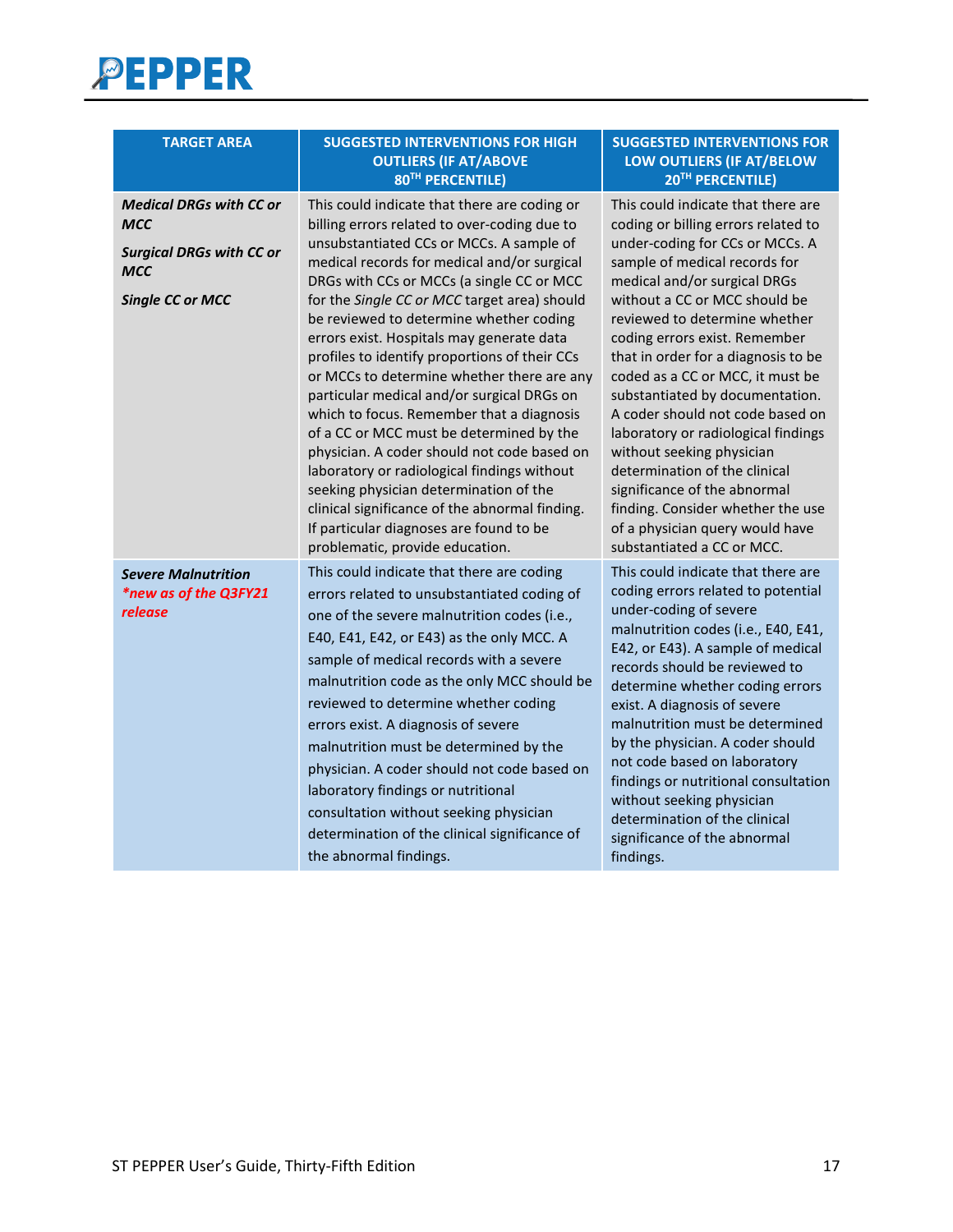| TARGET AREA | SUGGESTED INTERVENTIONS FOR HIGH OUTLIERS (IF AT/ABOVE 80TH PERCENTILE) | SUGGESTED INTERVENTIONS FOR LOW OUTLIERS (IF AT/BELOW 20TH PERCENTILE) |
|---|---|---|
| ***Medical DRGs with CC or MCC*** <br> ***Surgical DRGs with CC or MCC*** <br> ***Single CC or MCC*** | This could indicate that there are coding or billing errors related to over-coding due to unsubstantiated CCs or MCCs. A sample of medical records for medical and/or surgical DRGs with CCs or MCCs (a single CC or MCC for the *Single CC or MCC* target area) should be reviewed to determine whether coding errors exist. Hospitals may generate data profiles to identify proportions of their CCs or MCCs to determine whether there are any particular medical and/or surgical DRGs on which to focus. Remember that a diagnosis of a CC or MCC must be determined by the physician. A coder should not code based on laboratory or radiological findings without seeking physician determination of the clinical significance of the abnormal finding. If particular diagnoses are found to be problematic, provide education. | This could indicate that there are coding or billing errors related to under-coding for CCs or MCCs. A sample of medical records for medical and/or surgical DRGs without a CC or MCC should be reviewed to determine whether coding errors exist. Remember that in order for a diagnosis to be coded as a CC or MCC, it must be substantiated by documentation. A coder should not code based on laboratory or radiological findings without seeking physician determination of the clinical significance of the abnormal finding. Consider whether the use of a physician query would have substantiated a CC or MCC. |
| ***Severe Malnutrition*** <br> ****new as of the Q3FY21 release*** | This could indicate that there are coding errors related to unsubstantiated coding of one of the severe malnutrition codes (i.e., E40, E41, E42, or E43) as the only MCC. A sample of medical records with a severe malnutrition code as the only MCC should be reviewed to determine whether coding errors exist. A diagnosis of severe malnutrition must be determined by the physician. A coder should not code based on laboratory findings or nutritional consultation without seeking physician determination of the clinical significance of the abnormal findings. | This could indicate that there are coding errors related to potential under-coding of severe malnutrition codes (i.e., E40, E41, E42, or E43). A sample of medical records should be reviewed to determine whether coding errors exist. A diagnosis of severe malnutrition must be determined by the physician. A coder should not code based on laboratory findings or nutritional consultation without seeking physician determination of the clinical significance of the abnormal findings. |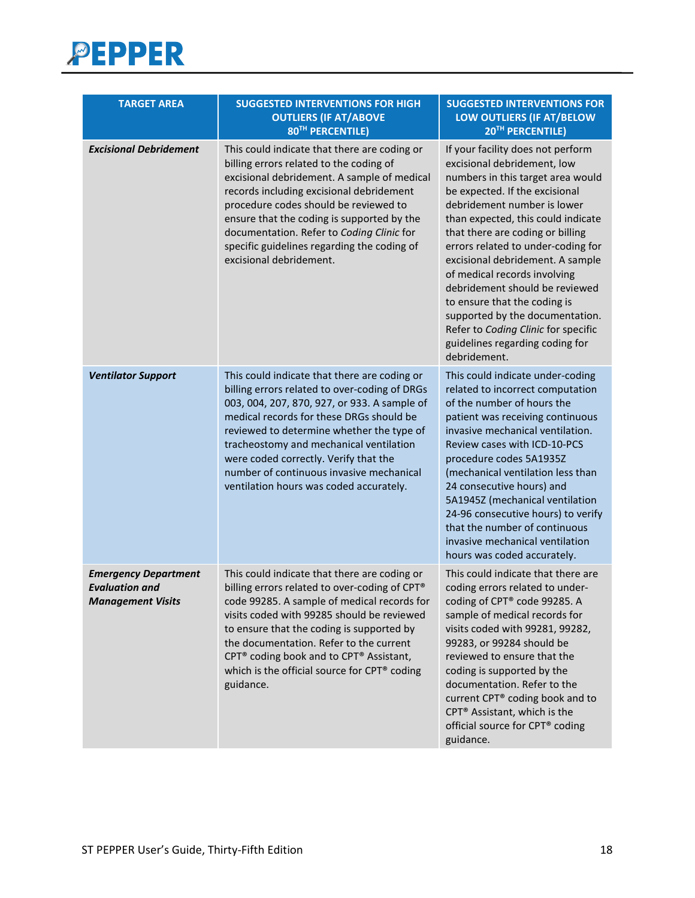| TARGET AREA | SUGGESTED INTERVENTIONS FOR HIGH OUTLIERS (IF AT/ABOVE 80TH PERCENTILE) | SUGGESTED INTERVENTIONS FOR LOW OUTLIERS (IF AT/BELOW 20TH PERCENTILE) |
|---|---|---|
| ***Excisional Debridement*** | This could indicate that there are coding or billing errors related to the coding of excisional debridement. A sample of medical records including excisional debridement procedure codes should be reviewed to ensure that the coding is supported by the documentation. Refer to *Coding Clinic* for specific guidelines regarding the coding of excisional debridement. | If your facility does not perform excisional debridement, low numbers in this target area would be expected. If the excisional debridement number is lower than expected, this could indicate that there are coding or billing errors related to under-coding for excisional debridement. A sample of medical records involving debridement should be reviewed to ensure that the coding is supported by the documentation. Refer to *Coding Clinic* for specific guidelines regarding coding for debridement. |
| ***Ventilator Support*** | This could indicate that there are coding or billing errors related to over-coding of DRGs 003, 004, 207, 870, 927, or 933. A sample of medical records for these DRGs should be reviewed to determine whether the type of tracheostomy and mechanical ventilation were coded correctly. Verify that the number of continuous invasive mechanical ventilation hours was coded accurately. | This could indicate under-coding related to incorrect computation of the number of hours the patient was receiving continuous invasive mechanical ventilation. Review cases with ICD-10-PCS procedure codes 5A1935Z (mechanical ventilation less than 24 consecutive hours) and 5A1945Z (mechanical ventilation 24-96 consecutive hours) to verify that the number of continuous invasive mechanical ventilation hours was coded accurately. |
| ***Emergency Department Evaluation and Management Visits*** | This could indicate that there are coding or billing errors related to over-coding of CPT® code 99285. A sample of medical records for visits coded with 99285 should be reviewed to ensure that the coding is supported by the documentation. Refer to the current CPT® coding book and to CPT® Assistant, which is the official source for CPT® coding guidance. | This could indicate that there are coding errors related to under-coding of CPT® code 99285. A sample of medical records for visits coded with 99281, 99282, 99283, or 99284 should be reviewed to ensure that the coding is supported by the documentation. Refer to the current CPT® coding book and to CPT® Assistant, which is the official source for CPT® coding guidance. |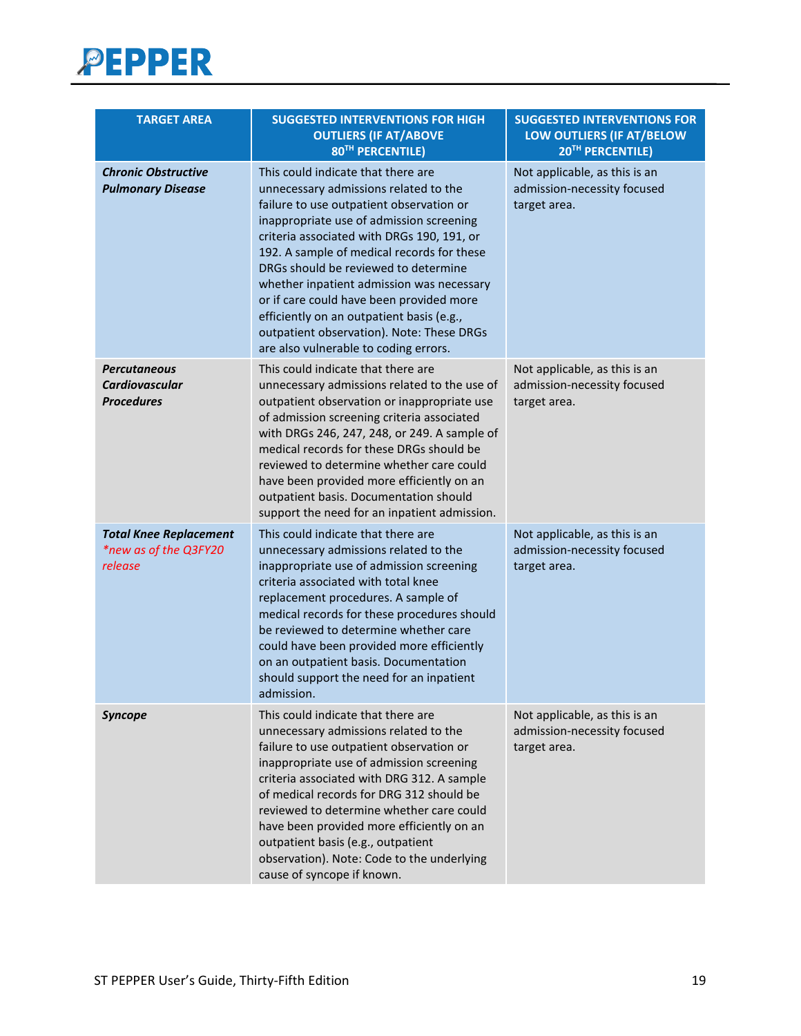| TARGET AREA | SUGGESTED INTERVENTIONS FOR HIGH OUTLIERS (IF AT/ABOVE 80TH PERCENTILE) | SUGGESTED INTERVENTIONS FOR LOW OUTLIERS (IF AT/BELOW 20TH PERCENTILE) |
|---|---|---|
| ***Chronic Obstructive Pulmonary Disease*** | This could indicate that there are unnecessary admissions related to the failure to use outpatient observation or inappropriate use of admission screening criteria associated with DRGs 190, 191, or 192. A sample of medical records for these DRGs should be reviewed to determine whether inpatient admission was necessary or if care could have been provided more efficiently on an outpatient basis (e.g., outpatient observation). Note: These DRGs are also vulnerable to coding errors. | Not applicable, as this is an admission-necessity focused target area. |
| ***Percutaneous Cardiovascular Procedures*** | This could indicate that there are unnecessary admissions related to the use of outpatient observation or inappropriate use of admission screening criteria associated with DRGs 246, 247, 248, or 249. A sample of medical records for these DRGs should be reviewed to determine whether care could have been provided more efficiently on an outpatient basis. Documentation should support the need for an inpatient admission. | Not applicable, as this is an admission-necessity focused target area. |
| ***Total Knee Replacement*** *\*new as of the Q3FY20 release* | This could indicate that there are unnecessary admissions related to the inappropriate use of admission screening criteria associated with total knee replacement procedures. A sample of medical records for these procedures should be reviewed to determine whether care could have been provided more efficiently on an outpatient basis. Documentation should support the need for an inpatient admission. | Not applicable, as this is an admission-necessity focused target area. |
| ***Syncope*** | This could indicate that there are unnecessary admissions related to the failure to use outpatient observation or inappropriate use of admission screening criteria associated with DRG 312. A sample of medical records for DRG 312 should be reviewed to determine whether care could have been provided more efficiently on an outpatient basis (e.g., outpatient observation). Note: Code to the underlying cause of syncope if known. | Not applicable, as this is an admission-necessity focused target area. |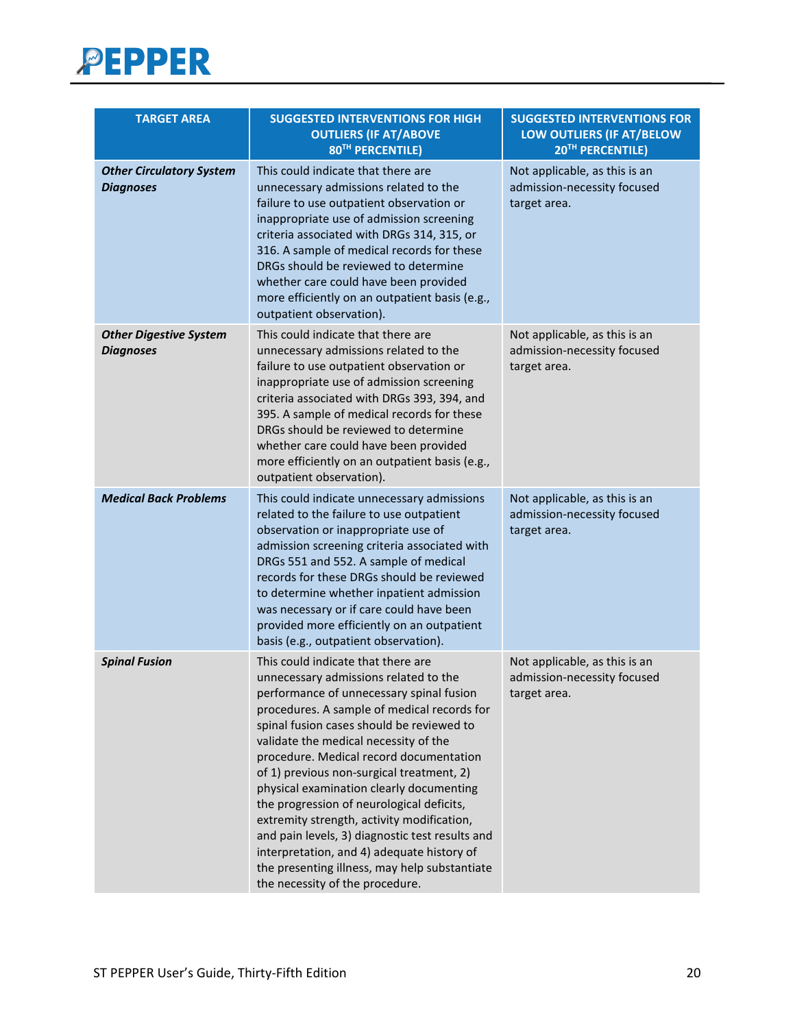| TARGET AREA | SUGGESTED INTERVENTIONS FOR HIGH OUTLIERS (IF AT/ABOVE 80TH PERCENTILE) | SUGGESTED INTERVENTIONS FOR LOW OUTLIERS (IF AT/BELOW 20TH PERCENTILE) |
| --- | --- | --- |
| ***Other Circulatory System Diagnoses*** | This could indicate that there are unnecessary admissions related to the failure to use outpatient observation or inappropriate use of admission screening criteria associated with DRGs 314, 315, or 316. A sample of medical records for these DRGs should be reviewed to determine whether care could have been provided more efficiently on an outpatient basis (e.g., outpatient observation). | Not applicable, as this is an admission-necessity focused target area. |
| ***Other Digestive System Diagnoses*** | This could indicate that there are unnecessary admissions related to the failure to use outpatient observation or inappropriate use of admission screening criteria associated with DRGs 393, 394, and 395. A sample of medical records for these DRGs should be reviewed to determine whether care could have been provided more efficiently on an outpatient basis (e.g., outpatient observation). | Not applicable, as this is an admission-necessity focused target area. |
| ***Medical Back Problems*** | This could indicate unnecessary admissions related to the failure to use outpatient observation or inappropriate use of admission screening criteria associated with DRGs 551 and 552. A sample of medical records for these DRGs should be reviewed to determine whether inpatient admission was necessary or if care could have been provided more efficiently on an outpatient basis (e.g., outpatient observation). | Not applicable, as this is an admission-necessity focused target area. |
| ***Spinal Fusion*** | This could indicate that there are unnecessary admissions related to the performance of unnecessary spinal fusion procedures. A sample of medical records for spinal fusion cases should be reviewed to validate the medical necessity of the procedure. Medical record documentation of 1) previous non-surgical treatment, 2) physical examination clearly documenting the progression of neurological deficits, extremity strength, activity modification, and pain levels, 3) diagnostic test results and interpretation, and 4) adequate history of the presenting illness, may help substantiate the necessity of the procedure. | Not applicable, as this is an admission-necessity focused target area. |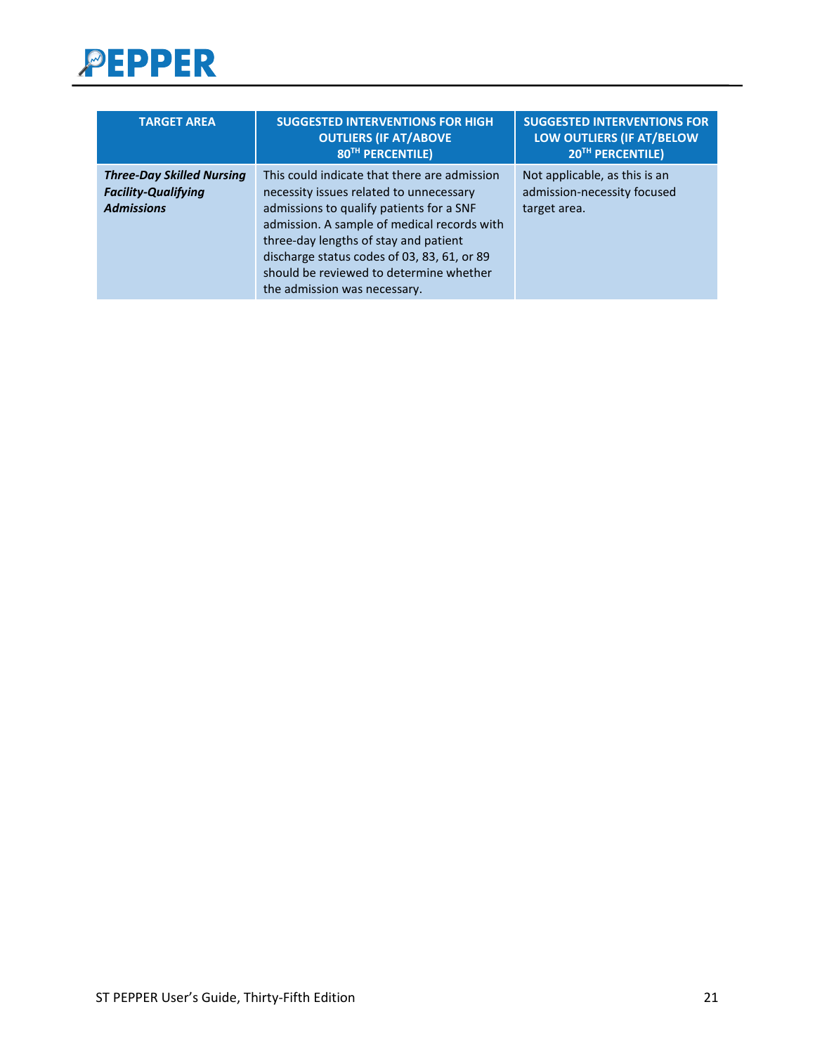| TARGET AREA | SUGGESTED INTERVENTIONS FOR HIGH OUTLIERS (IF AT/ABOVE 80TH PERCENTILE) | SUGGESTED INTERVENTIONS FOR LOW OUTLIERS (IF AT/BELOW 20TH PERCENTILE) |
|---|---|---|
| ***Three-Day Skilled Nursing Facility-Qualifying Admissions*** | This could indicate that there are admission necessity issues related to unnecessary admissions to qualify patients for a SNF admission. A sample of medical records with three-day lengths of stay and patient discharge status codes of 03, 83, 61, or 89 should be reviewed to determine whether the admission was necessary. | Not applicable, as this is an admission-necessity focused target area. |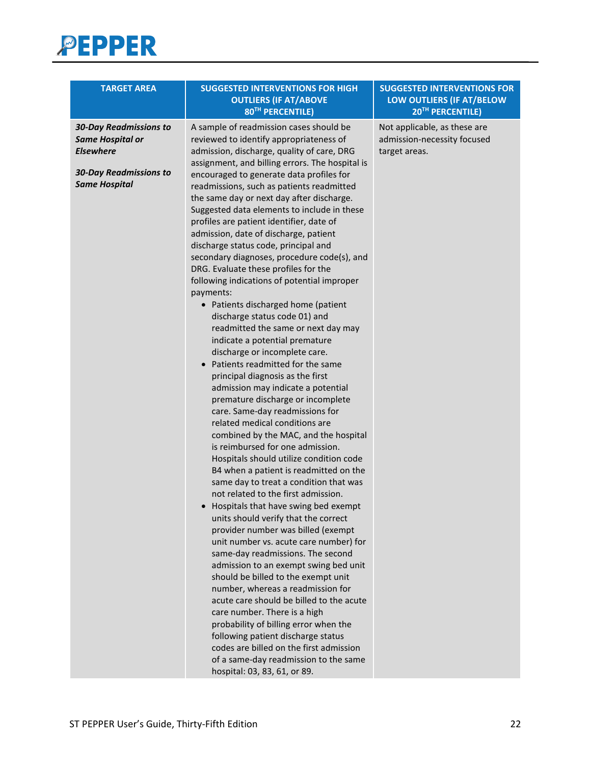| TARGET AREA | SUGGESTED INTERVENTIONS FOR HIGH OUTLIERS (IF AT/ABOVE 80TH PERCENTILE) | SUGGESTED INTERVENTIONS FOR LOW OUTLIERS (IF AT/BELOW 20TH PERCENTILE) |
|---|---|---|
| ***30-Day Readmissions to Same Hospital or Elsewhere***<br><br>***30-Day Readmissions to Same Hospital*** | A sample of readmission cases should be reviewed to identify appropriateness of admission, discharge, quality of care, DRG assignment, and billing errors. The hospital is encouraged to generate data profiles for readmissions, such as patients readmitted the same day or next day after discharge. Suggested data elements to include in these profiles are patient identifier, date of admission, date of discharge, patient discharge status code, principal and secondary diagnoses, procedure code(s), and DRG. Evaluate these profiles for the following indications of potential improper payments:<br>• Patients discharged home (patient discharge status code 01) and readmitted the same or next day may indicate a potential premature discharge or incomplete care.<br>• Patients readmitted for the same principal diagnosis as the first admission may indicate a potential premature discharge or incomplete care. Same-day readmissions for related medical conditions are combined by the MAC, and the hospital is reimbursed for one admission. Hospitals should utilize condition code B4 when a patient is readmitted on the same day to treat a condition that was not related to the first admission.<br>• Hospitals that have swing bed exempt units should verify that the correct provider number was billed (exempt unit number vs. acute care number) for same-day readmissions. The second admission to an exempt swing bed unit should be billed to the exempt unit number, whereas a readmission for acute care should be billed to the acute care number. There is a high probability of billing error when the following patient discharge status codes are billed on the first admission of a same-day readmission to the same hospital: 03, 83, 61, or 89. | Not applicable, as these are admission-necessity focused target areas. |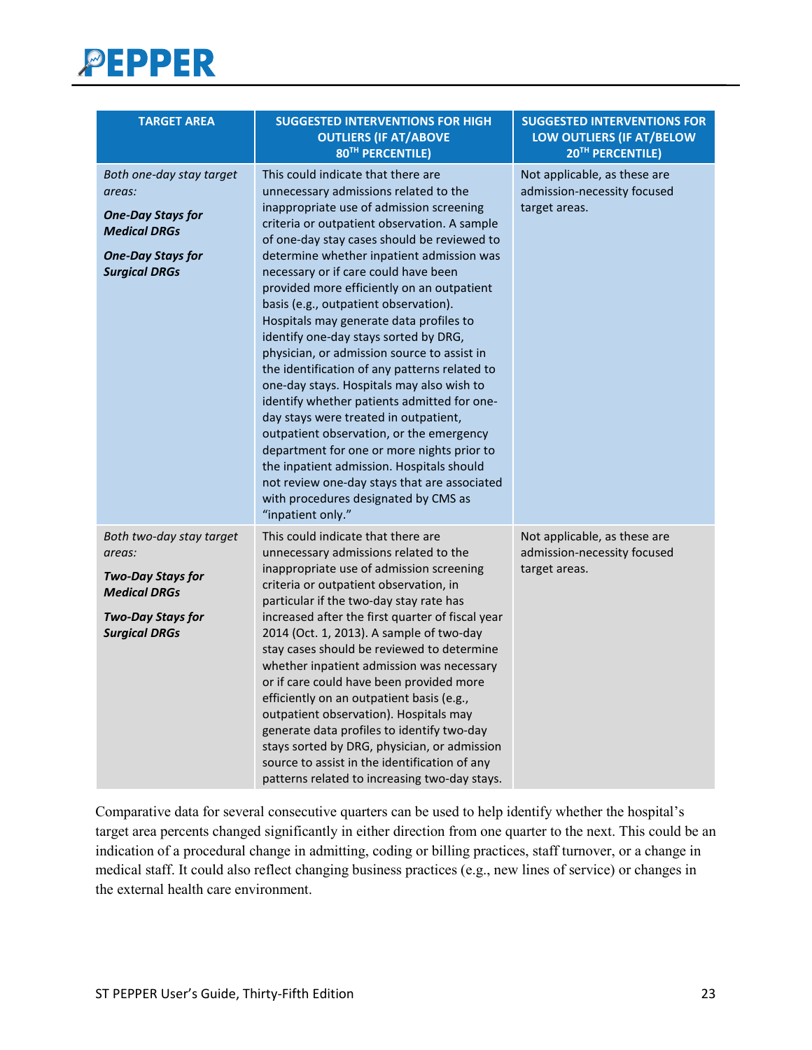| TARGET AREA | SUGGESTED INTERVENTIONS FOR HIGH OUTLIERS (IF AT/ABOVE 80TH PERCENTILE) | SUGGESTED INTERVENTIONS FOR LOW OUTLIERS (IF AT/BELOW 20TH PERCENTILE) |
|---|---|---|
| *Both one-day stay target areas:* ***One-Day Stays for Medical DRGs*** ***One-Day Stays for Surgical DRGs*** | This could indicate that there are unnecessary admissions related to the inappropriate use of admission screening criteria or outpatient observation. A sample of one-day stay cases should be reviewed to determine whether inpatient admission was necessary or if care could have been provided more efficiently on an outpatient basis (e.g., outpatient observation). Hospitals may generate data profiles to identify one-day stays sorted by DRG, physician, or admission source to assist in the identification of any patterns related to one-day stays. Hospitals may also wish to identify whether patients admitted for one-day stays were treated in outpatient, outpatient observation, or the emergency department for one or more nights prior to the inpatient admission. Hospitals should not review one-day stays that are associated with procedures designated by CMS as "inpatient only." | Not applicable, as these are admission-necessity focused target areas. |
| *Both two-day stay target areas:* ***Two-Day Stays for Medical DRGs*** ***Two-Day Stays for Surgical DRGs*** | This could indicate that there are unnecessary admissions related to the inappropriate use of admission screening criteria or outpatient observation, in particular if the two-day stay rate has increased after the first quarter of fiscal year 2014 (Oct. 1, 2013). A sample of two-day stay cases should be reviewed to determine whether inpatient admission was necessary or if care could have been provided more efficiently on an outpatient basis (e.g., outpatient observation). Hospitals may generate data profiles to identify two-day stays sorted by DRG, physician, or admission source to assist in the identification of any patterns related to increasing two-day stays. | Not applicable, as these are admission-necessity focused target areas. |

Comparative data for several consecutive quarters can be used to help identify whether the hospital's target area percents changed significantly in either direction from one quarter to the next. This could be an indication of a procedural change in admitting, coding or billing practices, staff turnover, or a change in medical staff. It could also reflect changing business practices (e.g., new lines of service) or changes in the external health care environment.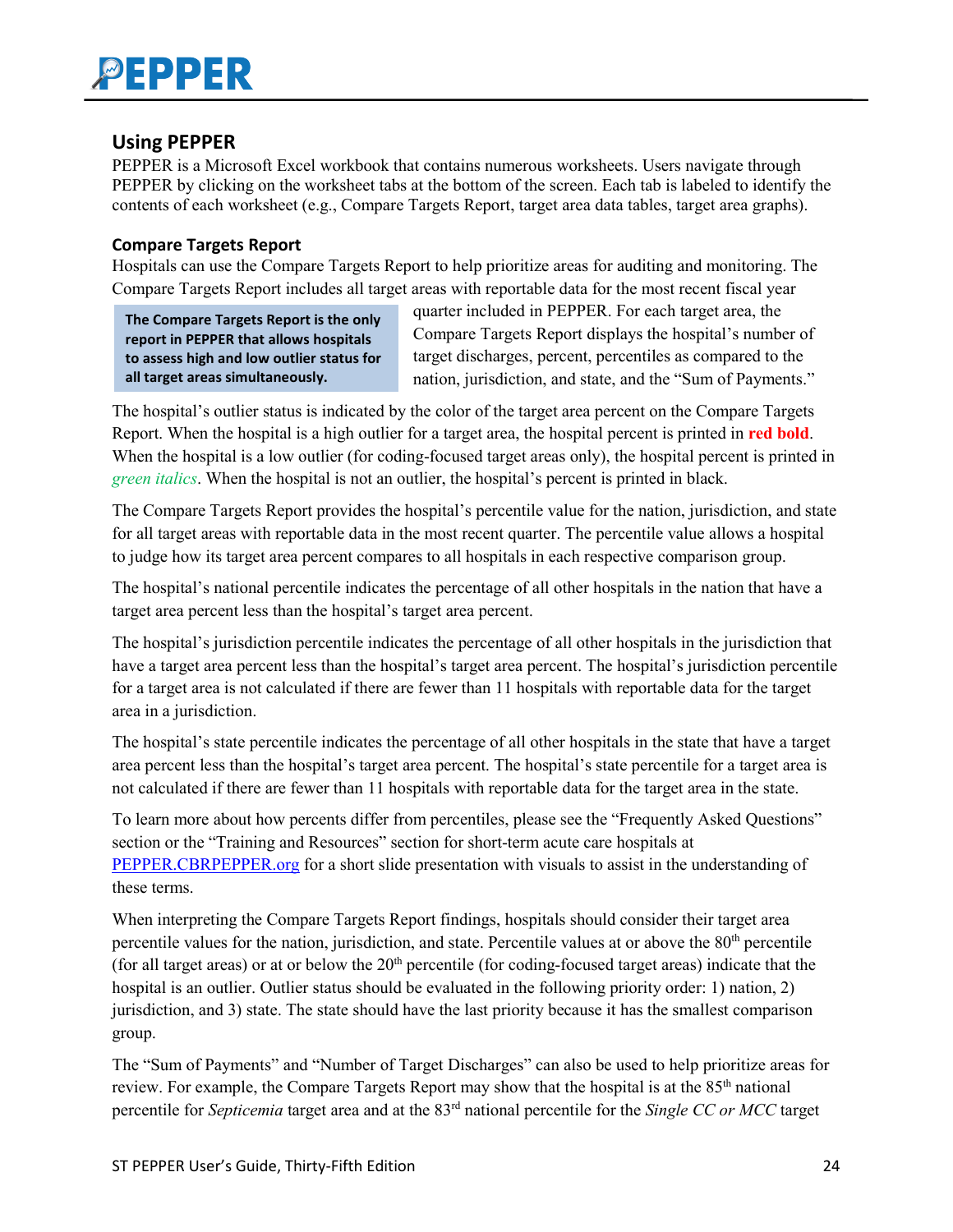## Using PEPPER

PEPPER is a Microsoft Excel workbook that contains numerous worksheets. Users navigate through PEPPER by clicking on the worksheet tabs at the bottom of the screen. Each tab is labeled to identify the contents of each worksheet (e.g., Compare Targets Report, target area data tables, target area graphs).

### Compare Targets Report

Hospitals can use the Compare Targets Report to help prioritize areas for auditing and monitoring. The Compare Targets Report includes all target areas with reportable data for the most recent fiscal year quarter included in PEPPER. For each target area, the Compare Targets Report displays the hospital's number of target discharges, percent, percentiles as compared to the nation, jurisdiction, and state, and the "Sum of Payments."

> **The Compare Targets Report is the only report in PEPPER that allows hospitals to assess high and low outlier status for all target areas simultaneously.**

The hospital's outlier status is indicated by the color of the target area percent on the Compare Targets Report. When the hospital is a high outlier for a target area, the hospital percent is printed in **red bold**. When the hospital is a low outlier (for coding-focused target areas only), the hospital percent is printed in *green italics*. When the hospital is not an outlier, the hospital's percent is printed in black.

The Compare Targets Report provides the hospital's percentile value for the nation, jurisdiction, and state for all target areas with reportable data in the most recent quarter. The percentile value allows a hospital to judge how its target area percent compares to all hospitals in each respective comparison group.

The hospital's national percentile indicates the percentage of all other hospitals in the nation that have a target area percent less than the hospital's target area percent.

The hospital's jurisdiction percentile indicates the percentage of all other hospitals in the jurisdiction that have a target area percent less than the hospital's target area percent. The hospital's jurisdiction percentile for a target area is not calculated if there are fewer than 11 hospitals with reportable data for the target area in a jurisdiction.

The hospital's state percentile indicates the percentage of all other hospitals in the state that have a target area percent less than the hospital's target area percent. The hospital's state percentile for a target area is not calculated if there are fewer than 11 hospitals with reportable data for the target area in the state.

To learn more about how percents differ from percentiles, please see the "Frequently Asked Questions" section or the "Training and Resources" section for short-term acute care hospitals at [PEPPER.CBRPEPPER.org](https://PEPPER.CBRPEPPER.org) for a short slide presentation with visuals to assist in the understanding of these terms.

When interpreting the Compare Targets Report findings, hospitals should consider their target area percentile values for the nation, jurisdiction, and state. Percentile values at or above the 80th percentile (for all target areas) or at or below the 20th percentile (for coding-focused target areas) indicate that the hospital is an outlier. Outlier status should be evaluated in the following priority order: 1) nation, 2) jurisdiction, and 3) state. The state should have the last priority because it has the smallest comparison group.

The "Sum of Payments" and "Number of Target Discharges" can also be used to help prioritize areas for review. For example, the Compare Targets Report may show that the hospital is at the 85th national percentile for *Septicemia* target area and at the 83rd national percentile for the *Single CC or MCC* target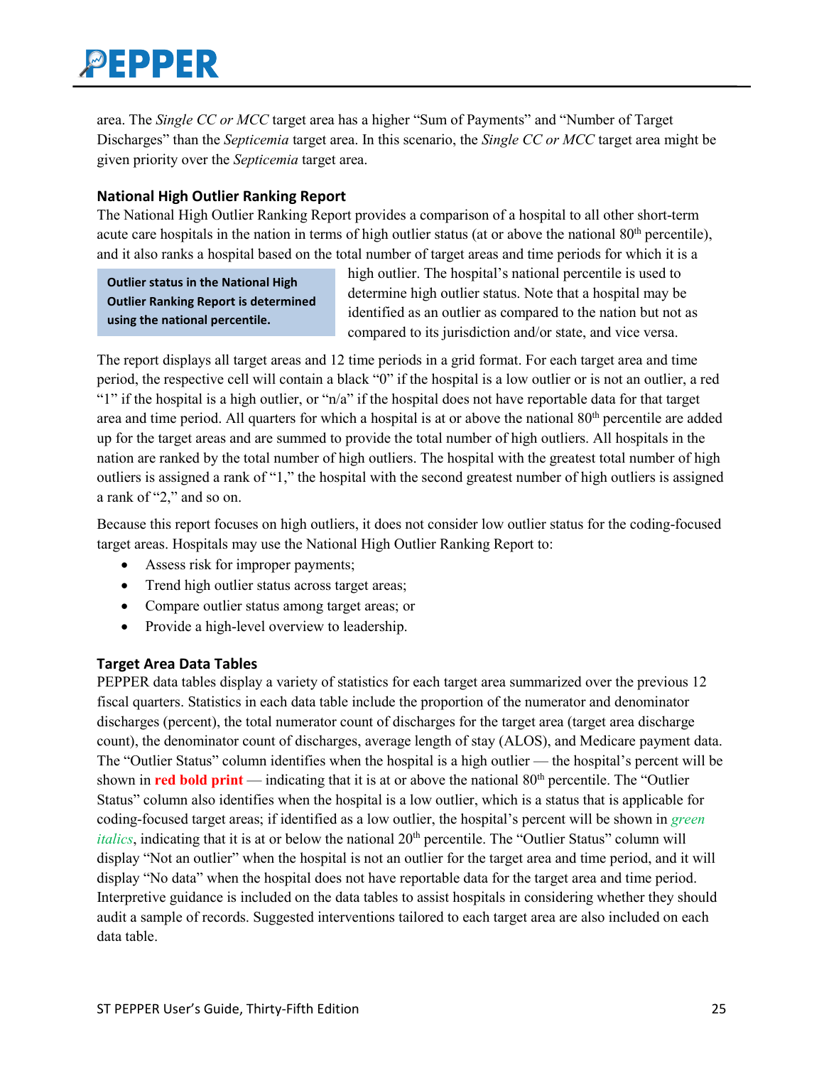area. The *Single CC or MCC* target area has a higher "Sum of Payments" and "Number of Target Discharges" than the *Septicemia* target area. In this scenario, the *Single CC or MCC* target area might be given priority over the *Septicemia* target area.

### National High Outlier Ranking Report

The National High Outlier Ranking Report provides a comparison of a hospital to all other short-term acute care hospitals in the nation in terms of high outlier status (at or above the national 80th percentile), and it also ranks a hospital based on the total number of target areas and time periods for which it is a high outlier. The hospital's national percentile is used to determine high outlier status. Note that a hospital may be identified as an outlier as compared to the nation but not as compared to its jurisdiction and/or state, and vice versa.

> **Outlier status in the National High Outlier Ranking Report is determined using the national percentile.**

The report displays all target areas and 12 time periods in a grid format. For each target area and time period, the respective cell will contain a black "0" if the hospital is a low outlier or is not an outlier, a red "1" if the hospital is a high outlier, or "n/a" if the hospital does not have reportable data for that target area and time period. All quarters for which a hospital is at or above the national 80th percentile are added up for the target areas and are summed to provide the total number of high outliers. All hospitals in the nation are ranked by the total number of high outliers. The hospital with the greatest total number of high outliers is assigned a rank of "1," the hospital with the second greatest number of high outliers is assigned a rank of "2," and so on.

Because this report focuses on high outliers, it does not consider low outlier status for the coding-focused target areas. Hospitals may use the National High Outlier Ranking Report to:

- Assess risk for improper payments;
- Trend high outlier status across target areas;
- Compare outlier status among target areas; or
- Provide a high-level overview to leadership.

### Target Area Data Tables

PEPPER data tables display a variety of statistics for each target area summarized over the previous 12 fiscal quarters. Statistics in each data table include the proportion of the numerator and denominator discharges (percent), the total numerator count of discharges for the target area (target area discharge count), the denominator count of discharges, average length of stay (ALOS), and Medicare payment data. The "Outlier Status" column identifies when the hospital is a high outlier — the hospital's percent will be shown in **red bold print** — indicating that it is at or above the national 80th percentile. The "Outlier Status" column also identifies when the hospital is a low outlier, which is a status that is applicable for coding-focused target areas; if identified as a low outlier, the hospital's percent will be shown in *green italics*, indicating that it is at or below the national 20th percentile. The "Outlier Status" column will display "Not an outlier" when the hospital is not an outlier for the target area and time period, and it will display "No data" when the hospital does not have reportable data for the target area and time period. Interpretive guidance is included on the data tables to assist hospitals in considering whether they should audit a sample of records. Suggested interventions tailored to each target area are also included on each data table.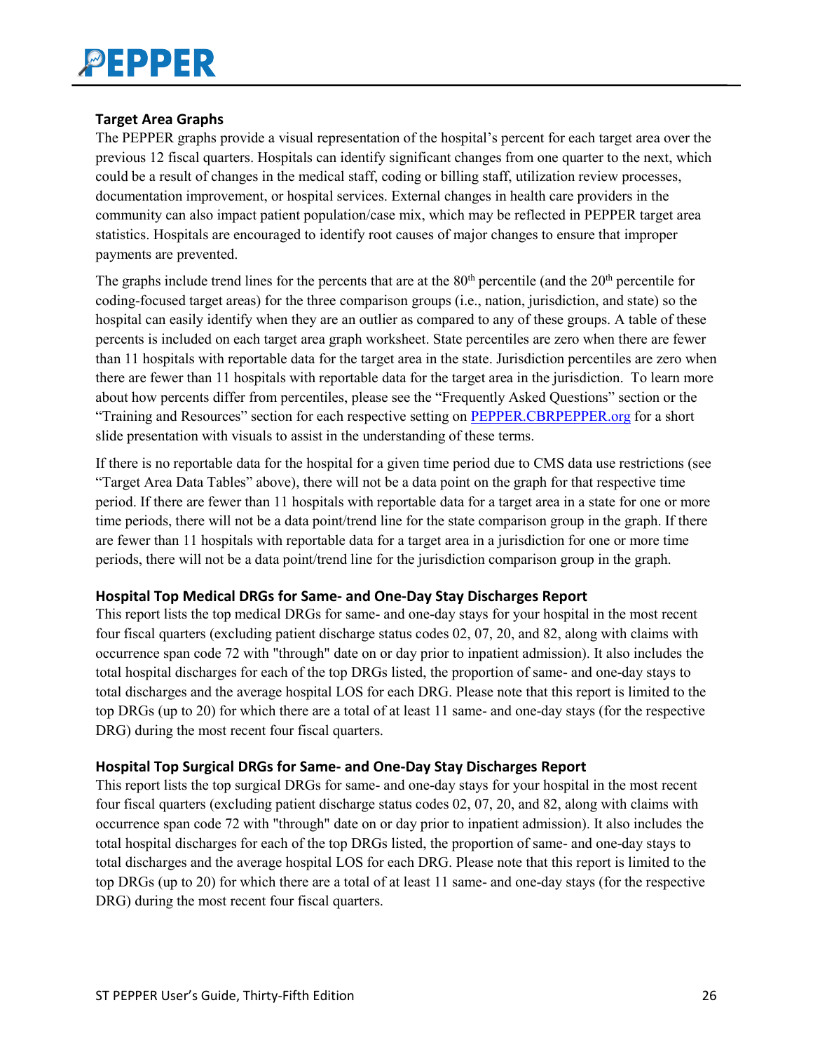### Target Area Graphs

The PEPPER graphs provide a visual representation of the hospital's percent for each target area over the previous 12 fiscal quarters. Hospitals can identify significant changes from one quarter to the next, which could be a result of changes in the medical staff, coding or billing staff, utilization review processes, documentation improvement, or hospital services. External changes in health care providers in the community can also impact patient population/case mix, which may be reflected in PEPPER target area statistics. Hospitals are encouraged to identify root causes of major changes to ensure that improper payments are prevented.

The graphs include trend lines for the percents that are at the 80th percentile (and the 20th percentile for coding-focused target areas) for the three comparison groups (i.e., nation, jurisdiction, and state) so the hospital can easily identify when they are an outlier as compared to any of these groups. A table of these percents is included on each target area graph worksheet. State percentiles are zero when there are fewer than 11 hospitals with reportable data for the target area in the state. Jurisdiction percentiles are zero when there are fewer than 11 hospitals with reportable data for the target area in the jurisdiction. To learn more about how percents differ from percentiles, please see the "Frequently Asked Questions" section or the "Training and Resources" section for each respective setting on [PEPPER.CBRPEPPER.org](PEPPER.CBRPEPPER.org) for a short slide presentation with visuals to assist in the understanding of these terms.

If there is no reportable data for the hospital for a given time period due to CMS data use restrictions (see "Target Area Data Tables" above), there will not be a data point on the graph for that respective time period. If there are fewer than 11 hospitals with reportable data for a target area in a state for one or more time periods, there will not be a data point/trend line for the state comparison group in the graph. If there are fewer than 11 hospitals with reportable data for a target area in a jurisdiction for one or more time periods, there will not be a data point/trend line for the jurisdiction comparison group in the graph.

### Hospital Top Medical DRGs for Same- and One-Day Stay Discharges Report

This report lists the top medical DRGs for same- and one-day stays for your hospital in the most recent four fiscal quarters (excluding patient discharge status codes 02, 07, 20, and 82, along with claims with occurrence span code 72 with "through" date on or day prior to inpatient admission). It also includes the total hospital discharges for each of the top DRGs listed, the proportion of same- and one-day stays to total discharges and the average hospital LOS for each DRG. Please note that this report is limited to the top DRGs (up to 20) for which there are a total of at least 11 same- and one-day stays (for the respective DRG) during the most recent four fiscal quarters.

### Hospital Top Surgical DRGs for Same- and One-Day Stay Discharges Report

This report lists the top surgical DRGs for same- and one-day stays for your hospital in the most recent four fiscal quarters (excluding patient discharge status codes 02, 07, 20, and 82, along with claims with occurrence span code 72 with "through" date on or day prior to inpatient admission). It also includes the total hospital discharges for each of the top DRGs listed, the proportion of same- and one-day stays to total discharges and the average hospital LOS for each DRG. Please note that this report is limited to the top DRGs (up to 20) for which there are a total of at least 11 same- and one-day stays (for the respective DRG) during the most recent four fiscal quarters.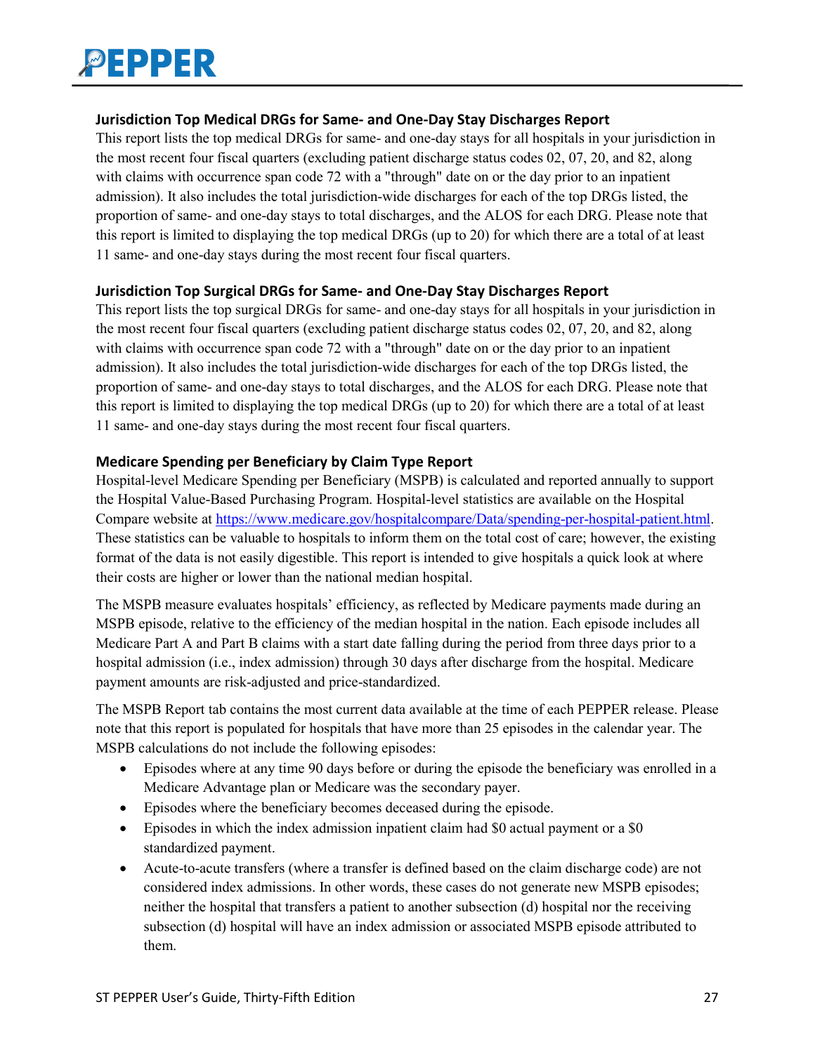### Jurisdiction Top Medical DRGs for Same- and One-Day Stay Discharges Report

This report lists the top medical DRGs for same- and one-day stays for all hospitals in your jurisdiction in the most recent four fiscal quarters (excluding patient discharge status codes 02, 07, 20, and 82, along with claims with occurrence span code 72 with a "through" date on or the day prior to an inpatient admission). It also includes the total jurisdiction-wide discharges for each of the top DRGs listed, the proportion of same- and one-day stays to total discharges, and the ALOS for each DRG. Please note that this report is limited to displaying the top medical DRGs (up to 20) for which there are a total of at least 11 same- and one-day stays during the most recent four fiscal quarters.

### Jurisdiction Top Surgical DRGs for Same- and One-Day Stay Discharges Report

This report lists the top surgical DRGs for same- and one-day stays for all hospitals in your jurisdiction in the most recent four fiscal quarters (excluding patient discharge status codes 02, 07, 20, and 82, along with claims with occurrence span code 72 with a "through" date on or the day prior to an inpatient admission). It also includes the total jurisdiction-wide discharges for each of the top DRGs listed, the proportion of same- and one-day stays to total discharges, and the ALOS for each DRG. Please note that this report is limited to displaying the top medical DRGs (up to 20) for which there are a total of at least 11 same- and one-day stays during the most recent four fiscal quarters.

### Medicare Spending per Beneficiary by Claim Type Report

Hospital-level Medicare Spending per Beneficiary (MSPB) is calculated and reported annually to support the Hospital Value-Based Purchasing Program. Hospital-level statistics are available on the Hospital Compare website at https://www.medicare.gov/hospitalcompare/Data/spending-per-hospital-patient.html. These statistics can be valuable to hospitals to inform them on the total cost of care; however, the existing format of the data is not easily digestible. This report is intended to give hospitals a quick look at where their costs are higher or lower than the national median hospital.

The MSPB measure evaluates hospitals' efficiency, as reflected by Medicare payments made during an MSPB episode, relative to the efficiency of the median hospital in the nation. Each episode includes all Medicare Part A and Part B claims with a start date falling during the period from three days prior to a hospital admission (i.e., index admission) through 30 days after discharge from the hospital. Medicare payment amounts are risk-adjusted and price-standardized.

The MSPB Report tab contains the most current data available at the time of each PEPPER release. Please note that this report is populated for hospitals that have more than 25 episodes in the calendar year. The MSPB calculations do not include the following episodes:

- Episodes where at any time 90 days before or during the episode the beneficiary was enrolled in a Medicare Advantage plan or Medicare was the secondary payer.
- Episodes where the beneficiary becomes deceased during the episode.
- Episodes in which the index admission inpatient claim had $0 actual payment or a $0 standardized payment.
- Acute-to-acute transfers (where a transfer is defined based on the claim discharge code) are not considered index admissions. In other words, these cases do not generate new MSPB episodes; neither the hospital that transfers a patient to another subsection (d) hospital nor the receiving subsection (d) hospital will have an index admission or associated MSPB episode attributed to them.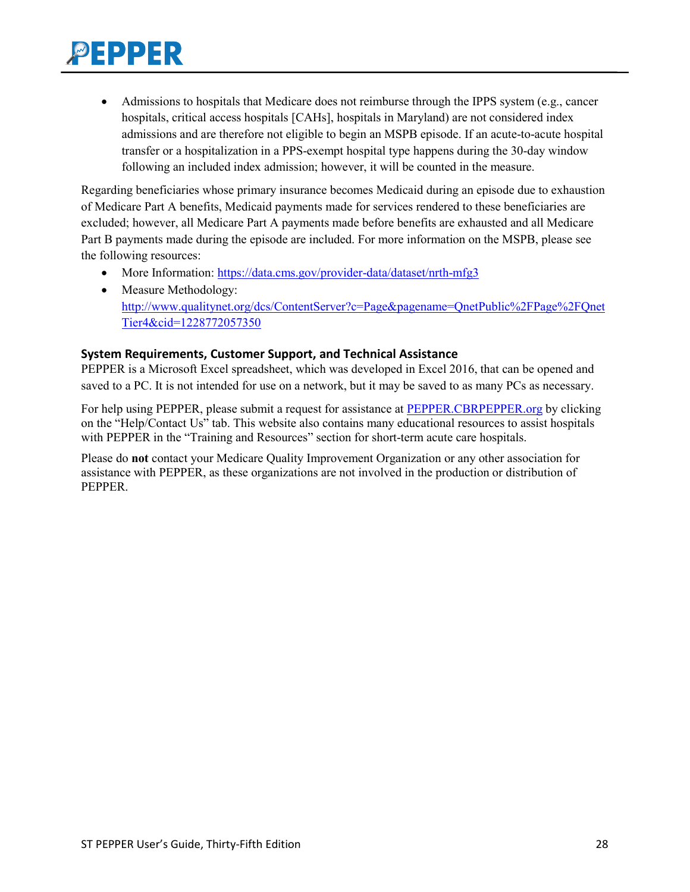- Admissions to hospitals that Medicare does not reimburse through the IPPS system (e.g., cancer hospitals, critical access hospitals [CAHs], hospitals in Maryland) are not considered index admissions and are therefore not eligible to begin an MSPB episode. If an acute-to-acute hospital transfer or a hospitalization in a PPS-exempt hospital type happens during the 30-day window following an included index admission; however, it will be counted in the measure.

Regarding beneficiaries whose primary insurance becomes Medicaid during an episode due to exhaustion of Medicare Part A benefits, Medicaid payments made for services rendered to these beneficiaries are excluded; however, all Medicare Part A payments made before benefits are exhausted and all Medicare Part B payments made during the episode are included. For more information on the MSPB, please see the following resources:

- More Information: https://data.cms.gov/provider-data/dataset/nrth-mfg3
- Measure Methodology: http://www.qualitynet.org/dcs/ContentServer?c=Page&pagename=QnetPublic%2FPage%2FQnetTier4&cid=1228772057350

### System Requirements, Customer Support, and Technical Assistance

PEPPER is a Microsoft Excel spreadsheet, which was developed in Excel 2016, that can be opened and saved to a PC. It is not intended for use on a network, but it may be saved to as many PCs as necessary.

For help using PEPPER, please submit a request for assistance at PEPPER.CBRPEPPER.org by clicking on the "Help/Contact Us" tab. This website also contains many educational resources to assist hospitals with PEPPER in the "Training and Resources" section for short-term acute care hospitals.

Please do **not** contact your Medicare Quality Improvement Organization or any other association for assistance with PEPPER, as these organizations are not involved in the production or distribution of PEPPER.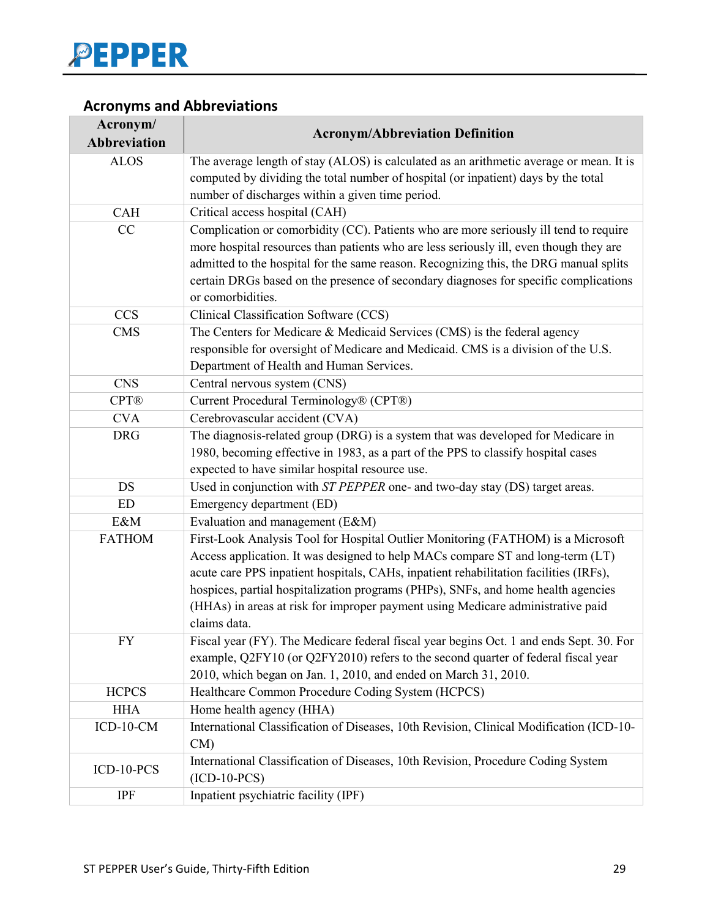## Acronyms and Abbreviations

| Acronym/ Abbreviation | Acronym/Abbreviation Definition |
|---|---|
| ALOS | The average length of stay (ALOS) is calculated as an arithmetic average or mean. It is computed by dividing the total number of hospital (or inpatient) days by the total number of discharges within a given time period. |
| CAH | Critical access hospital (CAH) |
| CC | Complication or comorbidity (CC). Patients who are more seriously ill tend to require more hospital resources than patients who are less seriously ill, even though they are admitted to the hospital for the same reason. Recognizing this, the DRG manual splits certain DRGs based on the presence of secondary diagnoses for specific complications or comorbidities. |
| CCS | Clinical Classification Software (CCS) |
| CMS | The Centers for Medicare & Medicaid Services (CMS) is the federal agency responsible for oversight of Medicare and Medicaid. CMS is a division of the U.S. Department of Health and Human Services. |
| CNS | Central nervous system (CNS) |
| CPT® | Current Procedural Terminology® (CPT®) |
| CVA | Cerebrovascular accident (CVA) |
| DRG | The diagnosis-related group (DRG) is a system that was developed for Medicare in 1980, becoming effective in 1983, as a part of the PPS to classify hospital cases expected to have similar hospital resource use. |
| DS | Used in conjunction with *ST PEPPER* one- and two-day stay (DS) target areas. |
| ED | Emergency department (ED) |
| E&M | Evaluation and management (E&M) |
| FATHOM | First-Look Analysis Tool for Hospital Outlier Monitoring (FATHOM) is a Microsoft Access application. It was designed to help MACs compare ST and long-term (LT) acute care PPS inpatient hospitals, CAHs, inpatient rehabilitation facilities (IRFs), hospices, partial hospitalization programs (PHPs), SNFs, and home health agencies (HHAs) in areas at risk for improper payment using Medicare administrative paid claims data. |
| FY | Fiscal year (FY). The Medicare federal fiscal year begins Oct. 1 and ends Sept. 30. For example, Q2FY10 (or Q2FY2010) refers to the second quarter of federal fiscal year 2010, which began on Jan. 1, 2010, and ended on March 31, 2010. |
| HCPCS | Healthcare Common Procedure Coding System (HCPCS) |
| HHA | Home health agency (HHA) |
| ICD-10-CM | International Classification of Diseases, 10th Revision, Clinical Modification (ICD-10-CM) |
| ICD-10-PCS | International Classification of Diseases, 10th Revision, Procedure Coding System (ICD-10-PCS) |
| IPF | Inpatient psychiatric facility (IPF) |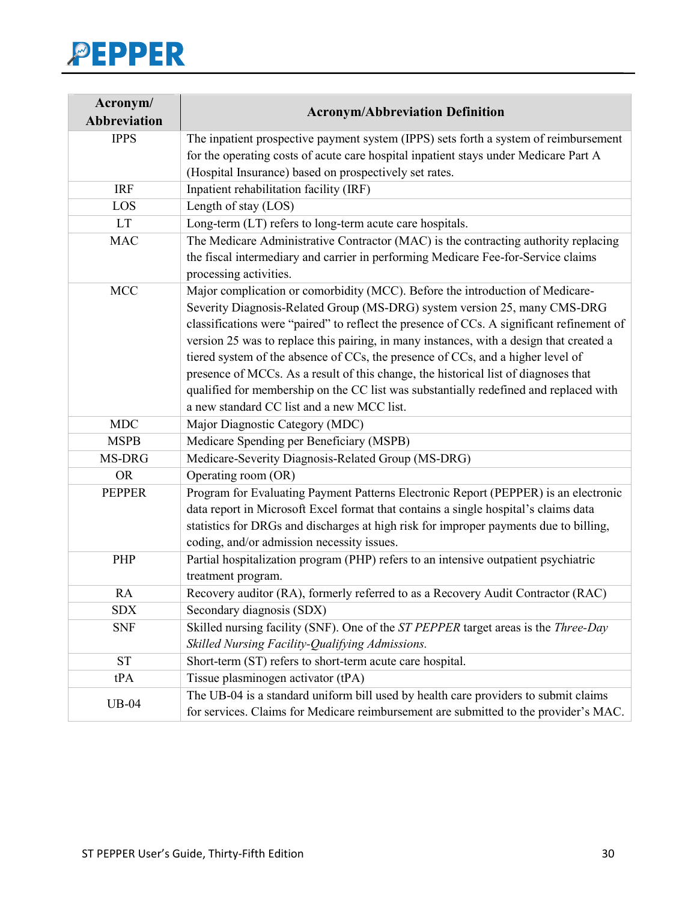| Acronym/ Abbreviation | Acronym/Abbreviation Definition |
|---|---|
| IPPS | The inpatient prospective payment system (IPPS) sets forth a system of reimbursement for the operating costs of acute care hospital inpatient stays under Medicare Part A (Hospital Insurance) based on prospectively set rates. |
| IRF | Inpatient rehabilitation facility (IRF) |
| LOS | Length of stay (LOS) |
| LT | Long-term (LT) refers to long-term acute care hospitals. |
| MAC | The Medicare Administrative Contractor (MAC) is the contracting authority replacing the fiscal intermediary and carrier in performing Medicare Fee-for-Service claims processing activities. |
| MCC | Major complication or comorbidity (MCC). Before the introduction of Medicare-Severity Diagnosis-Related Group (MS-DRG) system version 25, many CMS-DRG classifications were "paired" to reflect the presence of CCs. A significant refinement of version 25 was to replace this pairing, in many instances, with a design that created a tiered system of the absence of CCs, the presence of CCs, and a higher level of presence of MCCs. As a result of this change, the historical list of diagnoses that qualified for membership on the CC list was substantially redefined and replaced with a new standard CC list and a new MCC list. |
| MDC | Major Diagnostic Category (MDC) |
| MSPB | Medicare Spending per Beneficiary (MSPB) |
| MS-DRG | Medicare-Severity Diagnosis-Related Group (MS-DRG) |
| OR | Operating room (OR) |
| PEPPER | Program for Evaluating Payment Patterns Electronic Report (PEPPER) is an electronic data report in Microsoft Excel format that contains a single hospital's claims data statistics for DRGs and discharges at high risk for improper payments due to billing, coding, and/or admission necessity issues. |
| PHP | Partial hospitalization program (PHP) refers to an intensive outpatient psychiatric treatment program. |
| RA | Recovery auditor (RA), formerly referred to as a Recovery Audit Contractor (RAC) |
| SDX | Secondary diagnosis (SDX) |
| SNF | Skilled nursing facility (SNF). One of the *ST PEPPER* target areas is the *Three-Day Skilled Nursing Facility-Qualifying Admissions.* |
| ST | Short-term (ST) refers to short-term acute care hospital. |
| tPA | Tissue plasminogen activator (tPA) |
| UB-04 | The UB-04 is a standard uniform bill used by health care providers to submit claims for services. Claims for Medicare reimbursement are submitted to the provider's MAC. |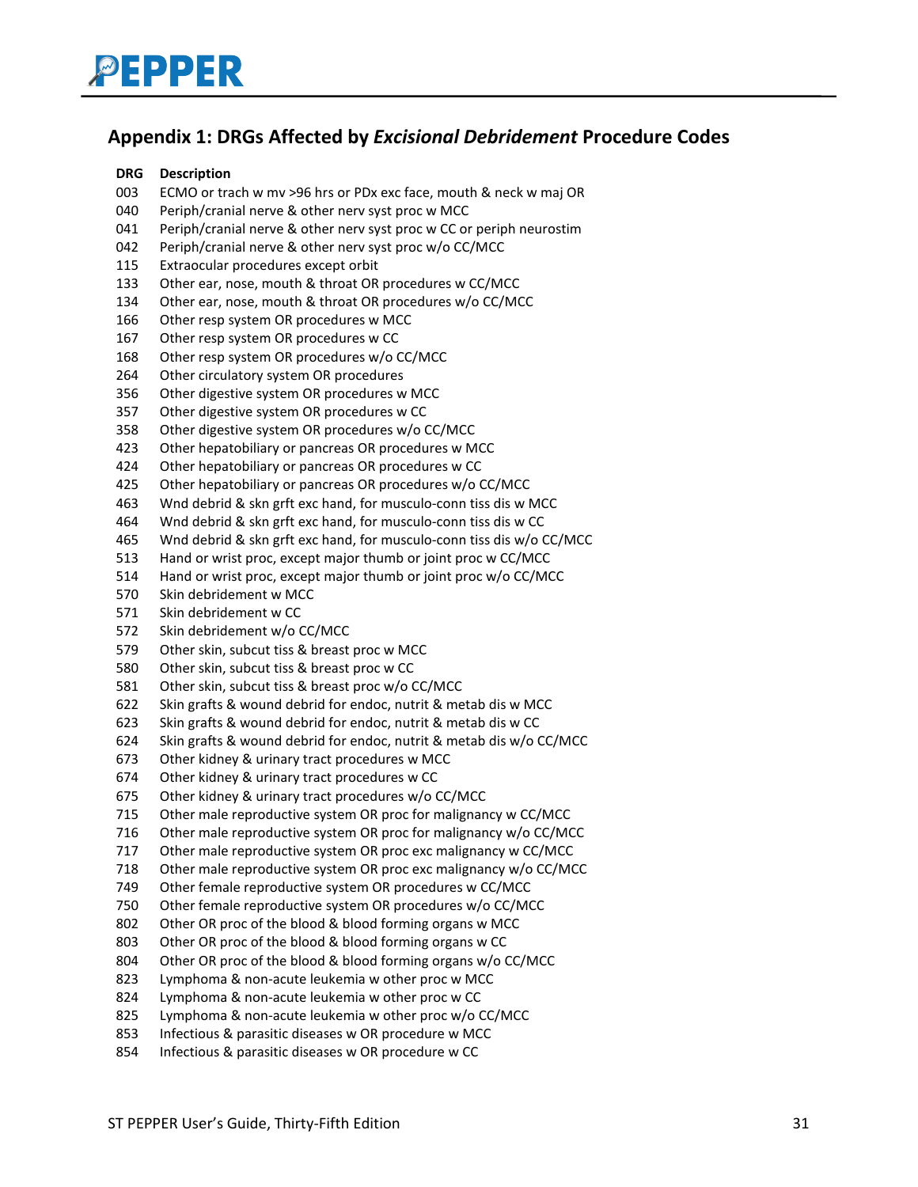## Appendix 1: DRGs Affected by *Excisional Debridement* Procedure Codes

| DRG | Description |
|---|---|
| 003 | ECMO or trach w mv >96 hrs or PDx exc face, mouth & neck w maj OR |
| 040 | Periph/cranial nerve & other nerv syst proc w MCC |
| 041 | Periph/cranial nerve & other nerv syst proc w CC or periph neurostim |
| 042 | Periph/cranial nerve & other nerv syst proc w/o CC/MCC |
| 115 | Extraocular procedures except orbit |
| 133 | Other ear, nose, mouth & throat OR procedures w CC/MCC |
| 134 | Other ear, nose, mouth & throat OR procedures w/o CC/MCC |
| 166 | Other resp system OR procedures w MCC |
| 167 | Other resp system OR procedures w CC |
| 168 | Other resp system OR procedures w/o CC/MCC |
| 264 | Other circulatory system OR procedures |
| 356 | Other digestive system OR procedures w MCC |
| 357 | Other digestive system OR procedures w CC |
| 358 | Other digestive system OR procedures w/o CC/MCC |
| 423 | Other hepatobiliary or pancreas OR procedures w MCC |
| 424 | Other hepatobiliary or pancreas OR procedures w CC |
| 425 | Other hepatobiliary or pancreas OR procedures w/o CC/MCC |
| 463 | Wnd debrid & skn grft exc hand, for musculo-conn tiss dis w MCC |
| 464 | Wnd debrid & skn grft exc hand, for musculo-conn tiss dis w CC |
| 465 | Wnd debrid & skn grft exc hand, for musculo-conn tiss dis w/o CC/MCC |
| 513 | Hand or wrist proc, except major thumb or joint proc w CC/MCC |
| 514 | Hand or wrist proc, except major thumb or joint proc w/o CC/MCC |
| 570 | Skin debridement w MCC |
| 571 | Skin debridement w CC |
| 572 | Skin debridement w/o CC/MCC |
| 579 | Other skin, subcut tiss & breast proc w MCC |
| 580 | Other skin, subcut tiss & breast proc w CC |
| 581 | Other skin, subcut tiss & breast proc w/o CC/MCC |
| 622 | Skin grafts & wound debrid for endoc, nutrit & metab dis w MCC |
| 623 | Skin grafts & wound debrid for endoc, nutrit & metab dis w CC |
| 624 | Skin grafts & wound debrid for endoc, nutrit & metab dis w/o CC/MCC |
| 673 | Other kidney & urinary tract procedures w MCC |
| 674 | Other kidney & urinary tract procedures w CC |
| 675 | Other kidney & urinary tract procedures w/o CC/MCC |
| 715 | Other male reproductive system OR proc for malignancy w CC/MCC |
| 716 | Other male reproductive system OR proc for malignancy w/o CC/MCC |
| 717 | Other male reproductive system OR proc exc malignancy w CC/MCC |
| 718 | Other male reproductive system OR proc exc malignancy w/o CC/MCC |
| 749 | Other female reproductive system OR procedures w CC/MCC |
| 750 | Other female reproductive system OR procedures w/o CC/MCC |
| 802 | Other OR proc of the blood & blood forming organs w MCC |
| 803 | Other OR proc of the blood & blood forming organs w CC |
| 804 | Other OR proc of the blood & blood forming organs w/o CC/MCC |
| 823 | Lymphoma & non-acute leukemia w other proc w MCC |
| 824 | Lymphoma & non-acute leukemia w other proc w CC |
| 825 | Lymphoma & non-acute leukemia w other proc w/o CC/MCC |
| 853 | Infectious & parasitic diseases w OR procedure w MCC |
| 854 | Infectious & parasitic diseases w OR procedure w CC |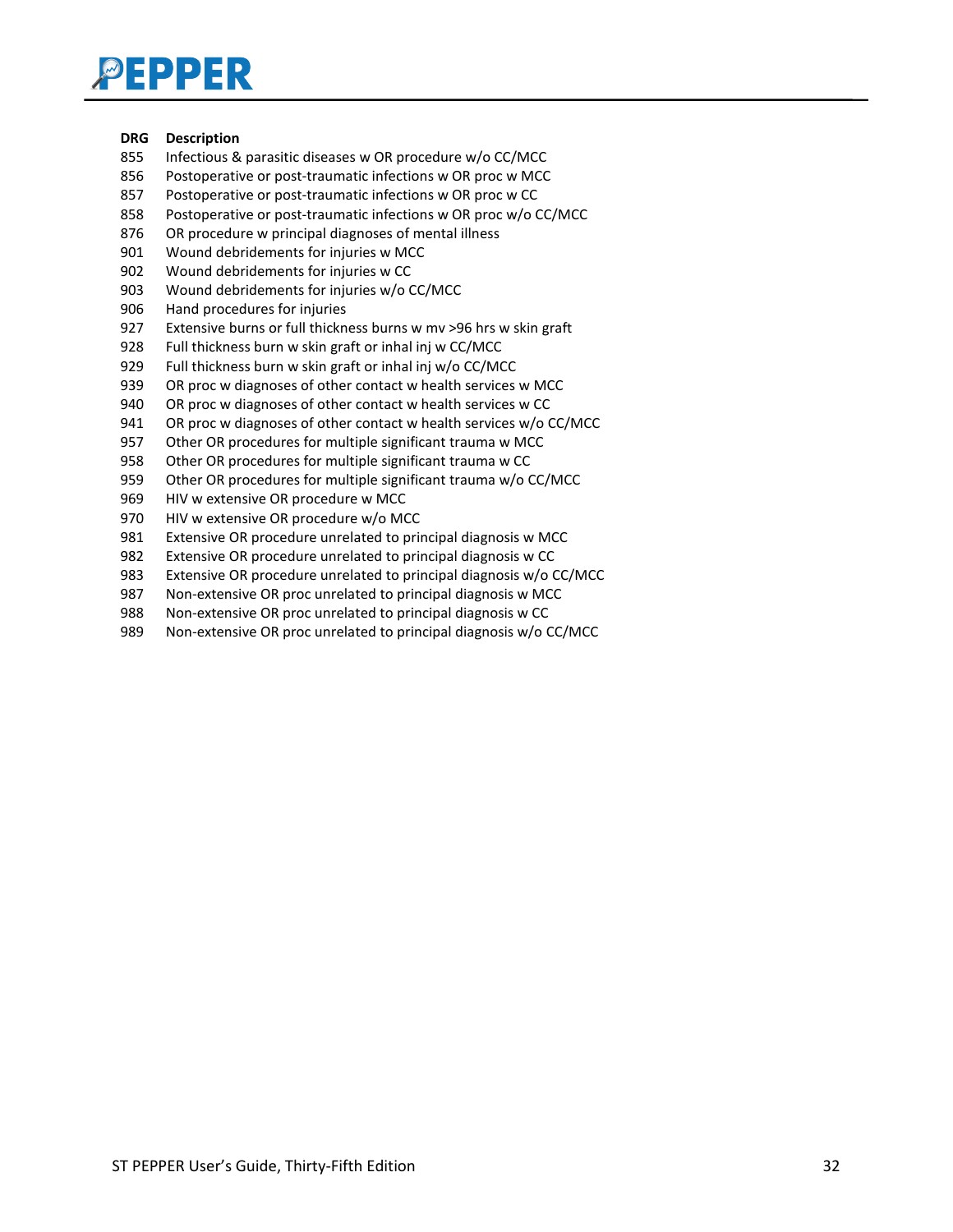| DRG | Description |
| --- | --- |
| 855 | Infectious & parasitic diseases w OR procedure w/o CC/MCC |
| 856 | Postoperative or post-traumatic infections w OR proc w MCC |
| 857 | Postoperative or post-traumatic infections w OR proc w CC |
| 858 | Postoperative or post-traumatic infections w OR proc w/o CC/MCC |
| 876 | OR procedure w principal diagnoses of mental illness |
| 901 | Wound debridements for injuries w MCC |
| 902 | Wound debridements for injuries w CC |
| 903 | Wound debridements for injuries w/o CC/MCC |
| 906 | Hand procedures for injuries |
| 927 | Extensive burns or full thickness burns w mv >96 hrs w skin graft |
| 928 | Full thickness burn w skin graft or inhal inj w CC/MCC |
| 929 | Full thickness burn w skin graft or inhal inj w/o CC/MCC |
| 939 | OR proc w diagnoses of other contact w health services w MCC |
| 940 | OR proc w diagnoses of other contact w health services w CC |
| 941 | OR proc w diagnoses of other contact w health services w/o CC/MCC |
| 957 | Other OR procedures for multiple significant trauma w MCC |
| 958 | Other OR procedures for multiple significant trauma w CC |
| 959 | Other OR procedures for multiple significant trauma w/o CC/MCC |
| 969 | HIV w extensive OR procedure w MCC |
| 970 | HIV w extensive OR procedure w/o MCC |
| 981 | Extensive OR procedure unrelated to principal diagnosis w MCC |
| 982 | Extensive OR procedure unrelated to principal diagnosis w CC |
| 983 | Extensive OR procedure unrelated to principal diagnosis w/o CC/MCC |
| 987 | Non-extensive OR proc unrelated to principal diagnosis w MCC |
| 988 | Non-extensive OR proc unrelated to principal diagnosis w CC |
| 989 | Non-extensive OR proc unrelated to principal diagnosis w/o CC/MCC |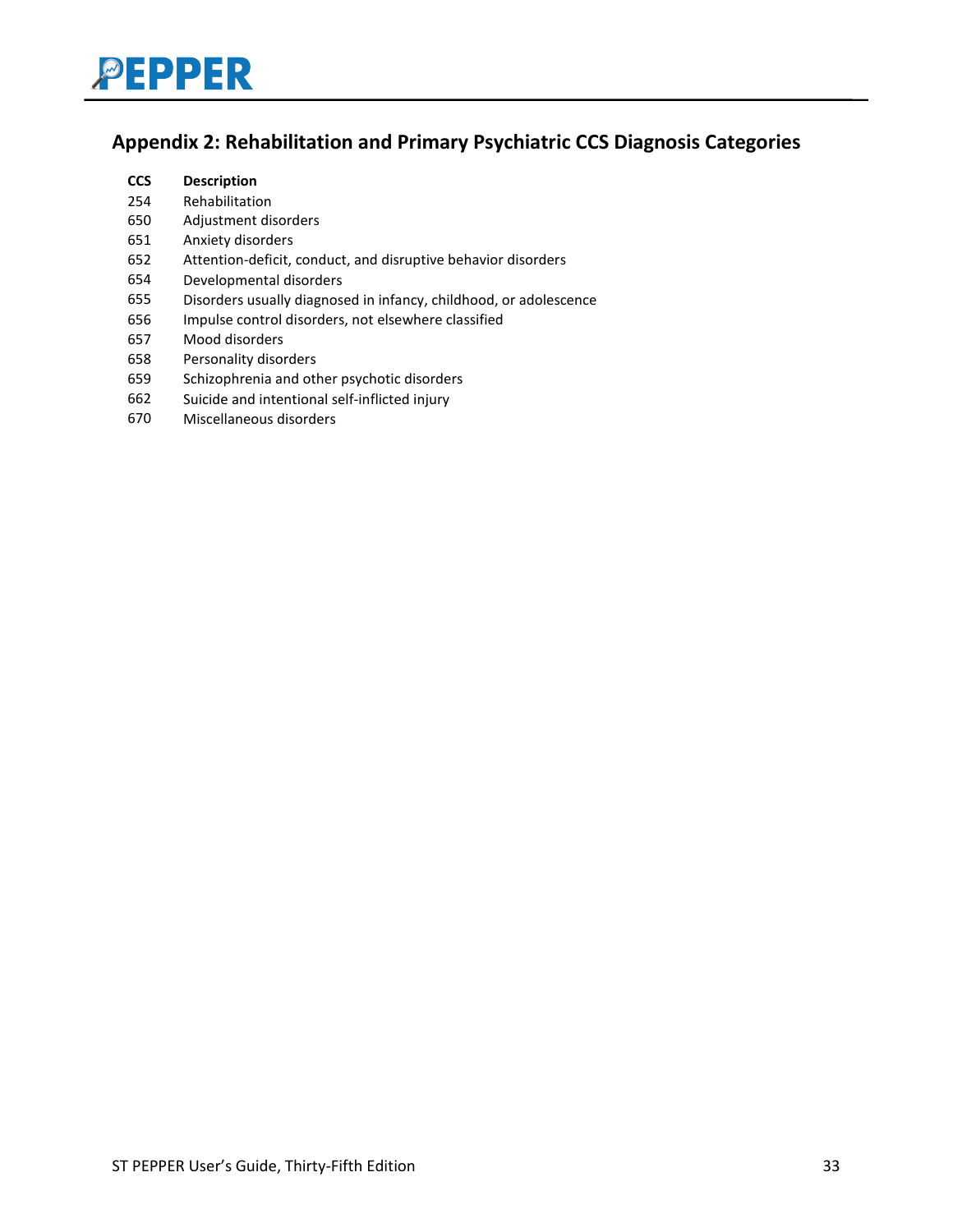## Appendix 2: Rehabilitation and Primary Psychiatric CCS Diagnosis Categories

| CCS | Description |
| --- | --- |
| 254 | Rehabilitation |
| 650 | Adjustment disorders |
| 651 | Anxiety disorders |
| 652 | Attention-deficit, conduct, and disruptive behavior disorders |
| 654 | Developmental disorders |
| 655 | Disorders usually diagnosed in infancy, childhood, or adolescence |
| 656 | Impulse control disorders, not elsewhere classified |
| 657 | Mood disorders |
| 658 | Personality disorders |
| 659 | Schizophrenia and other psychotic disorders |
| 662 | Suicide and intentional self-inflicted injury |
| 670 | Miscellaneous disorders |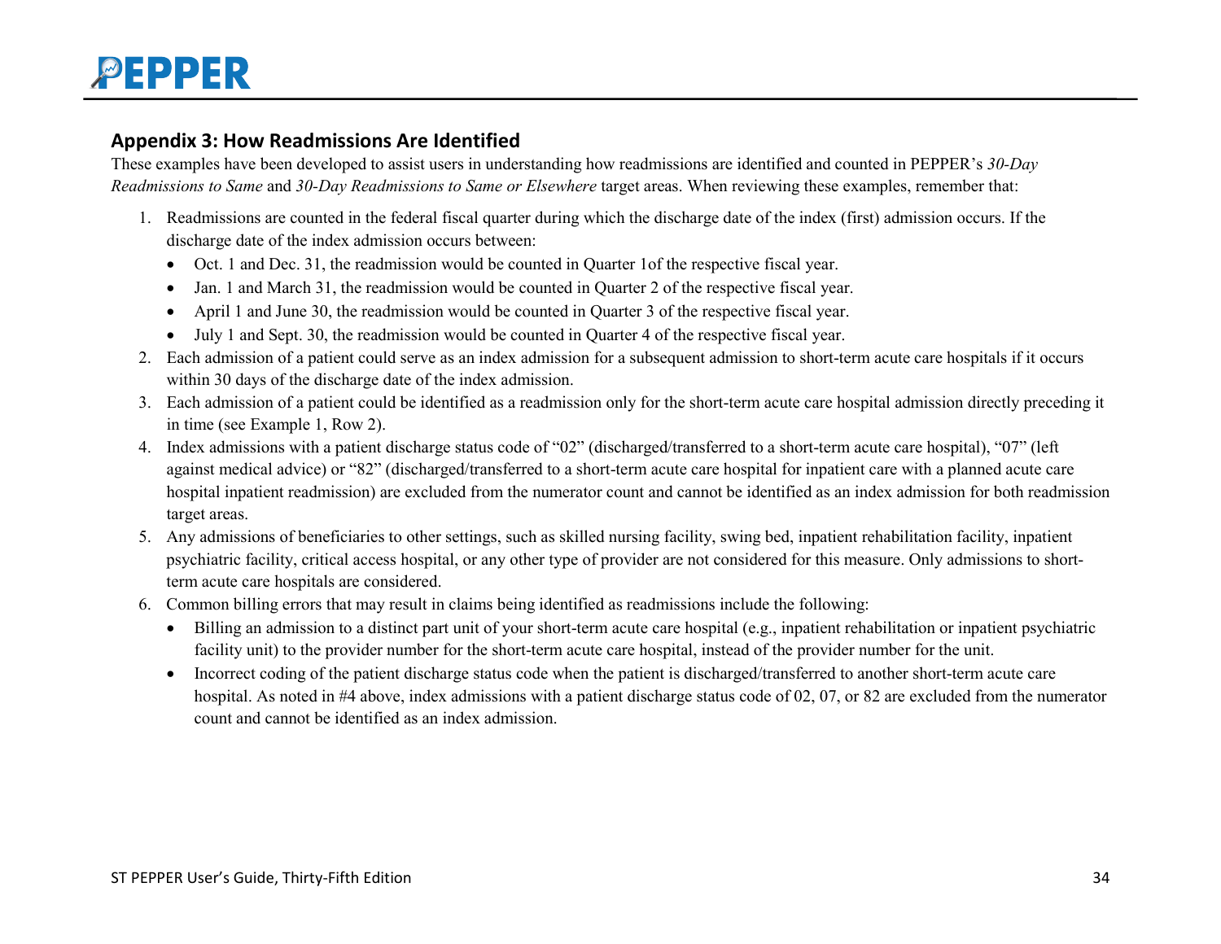## Appendix 3: How Readmissions Are Identified

These examples have been developed to assist users in understanding how readmissions are identified and counted in PEPPER's *30-Day Readmissions to Same* and *30-Day Readmissions to Same or Elsewhere* target areas. When reviewing these examples, remember that:

1. Readmissions are counted in the federal fiscal quarter during which the discharge date of the index (first) admission occurs. If the discharge date of the index admission occurs between:
   - Oct. 1 and Dec. 31, the readmission would be counted in Quarter 1of the respective fiscal year.
   - Jan. 1 and March 31, the readmission would be counted in Quarter 2 of the respective fiscal year.
   - April 1 and June 30, the readmission would be counted in Quarter 3 of the respective fiscal year.
   - July 1 and Sept. 30, the readmission would be counted in Quarter 4 of the respective fiscal year.
2. Each admission of a patient could serve as an index admission for a subsequent admission to short-term acute care hospitals if it occurs within 30 days of the discharge date of the index admission.
3. Each admission of a patient could be identified as a readmission only for the short-term acute care hospital admission directly preceding it in time (see Example 1, Row 2).
4. Index admissions with a patient discharge status code of "02" (discharged/transferred to a short-term acute care hospital), "07" (left against medical advice) or "82" (discharged/transferred to a short-term acute care hospital for inpatient care with a planned acute care hospital inpatient readmission) are excluded from the numerator count and cannot be identified as an index admission for both readmission target areas.
5. Any admissions of beneficiaries to other settings, such as skilled nursing facility, swing bed, inpatient rehabilitation facility, inpatient psychiatric facility, critical access hospital, or any other type of provider are not considered for this measure. Only admissions to short-term acute care hospitals are considered.
6. Common billing errors that may result in claims being identified as readmissions include the following:
   - Billing an admission to a distinct part unit of your short-term acute care hospital (e.g., inpatient rehabilitation or inpatient psychiatric facility unit) to the provider number for the short-term acute care hospital, instead of the provider number for the unit.
   - Incorrect coding of the patient discharge status code when the patient is discharged/transferred to another short-term acute care hospital. As noted in #4 above, index admissions with a patient discharge status code of 02, 07, or 82 are excluded from the numerator count and cannot be identified as an index admission.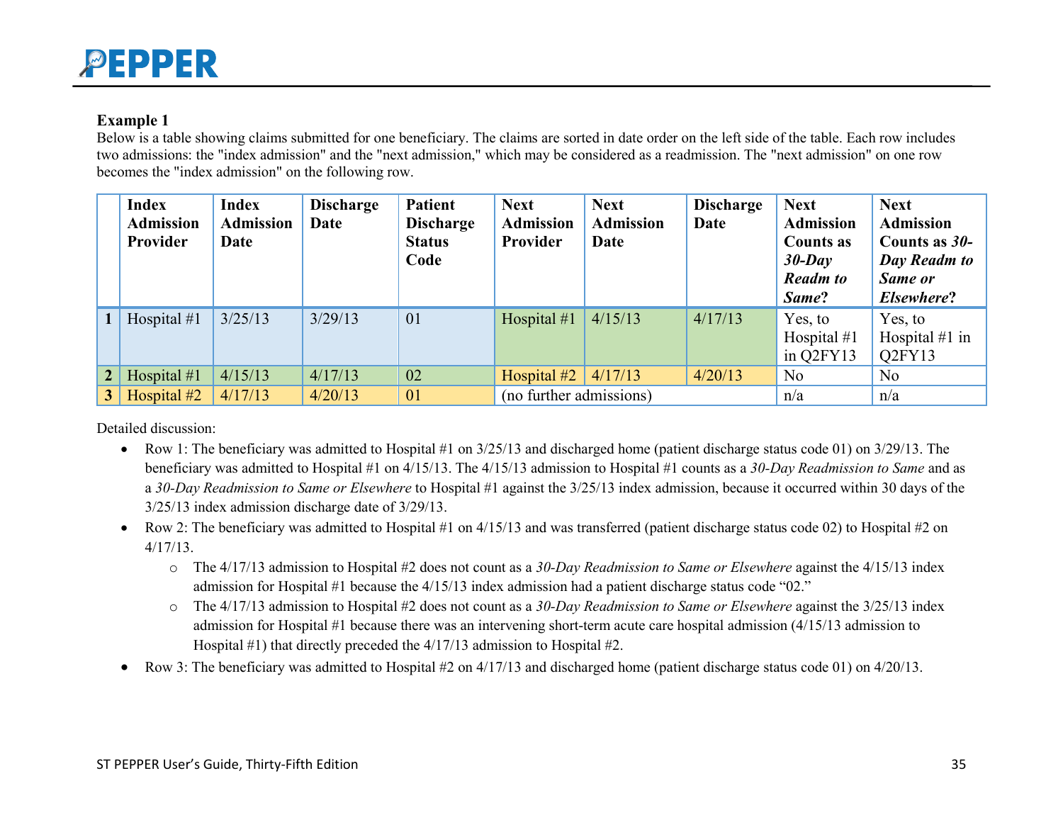**Example 1**

Below is a table showing claims submitted for one beneficiary. The claims are sorted in date order on the left side of the table. Each row includes two admissions: the "index admission" and the "next admission," which may be considered as a readmission. The "next admission" on one row becomes the "index admission" on the following row.

| | Index Admission Provider | Index Admission Date | Discharge Date | Patient Discharge Status Code | Next Admission Provider | Next Admission Date | Discharge Date | Next Admission Counts as *30-Day Readm to Same*? | Next Admission Counts as *30-Day Readm to Same or Elsewhere*? |
|---|---|---|---|---|---|---|---|---|---|
| **1** | Hospital #1 | 3/25/13 | 3/29/13 | 01 | Hospital #1 | 4/15/13 | 4/17/13 | Yes, to Hospital #1 in Q2FY13 | Yes, to Hospital #1 in Q2FY13 |
| **2** | Hospital #1 | 4/15/13 | 4/17/13 | 02 | Hospital #2 | 4/17/13 | 4/20/13 | No | No |
| **3** | Hospital #2 | 4/17/13 | 4/20/13 | 01 | (no further admissions) | | | n/a | n/a |

Detailed discussion:

- Row 1: The beneficiary was admitted to Hospital #1 on 3/25/13 and discharged home (patient discharge status code 01) on 3/29/13. The beneficiary was admitted to Hospital #1 on 4/15/13. The 4/15/13 admission to Hospital #1 counts as a *30-Day Readmission to Same* and as a *30-Day Readmission to Same or Elsewhere* to Hospital #1 against the 3/25/13 index admission, because it occurred within 30 days of the 3/25/13 index admission discharge date of 3/29/13.
- Row 2: The beneficiary was admitted to Hospital #1 on 4/15/13 and was transferred (patient discharge status code 02) to Hospital #2 on 4/17/13.
  - The 4/17/13 admission to Hospital #2 does not count as a *30-Day Readmission to Same or Elsewhere* against the 4/15/13 index admission for Hospital #1 because the 4/15/13 index admission had a patient discharge status code "02."
  - The 4/17/13 admission to Hospital #2 does not count as a *30-Day Readmission to Same or Elsewhere* against the 3/25/13 index admission for Hospital #1 because there was an intervening short-term acute care hospital admission (4/15/13 admission to Hospital #1) that directly preceded the 4/17/13 admission to Hospital #2.
- Row 3: The beneficiary was admitted to Hospital #2 on 4/17/13 and discharged home (patient discharge status code 01) on 4/20/13.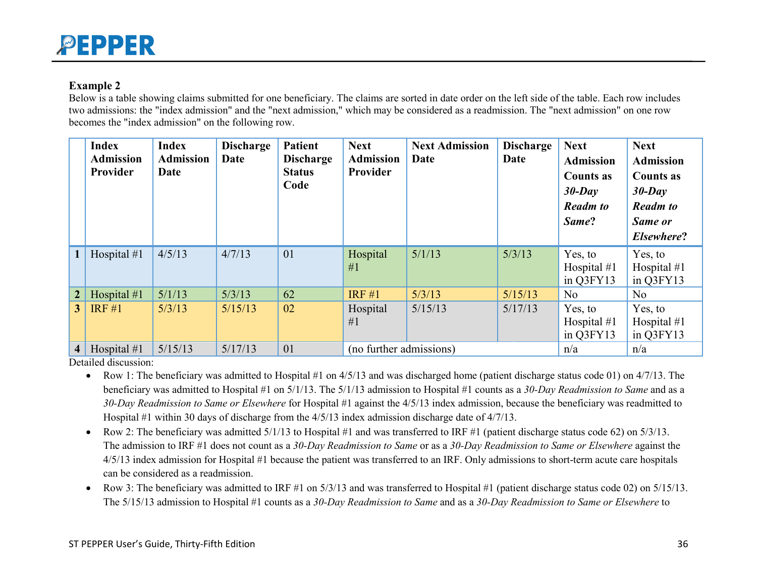**Example 2**

Below is a table showing claims submitted for one beneficiary. The claims are sorted in date order on the left side of the table. Each row includes two admissions: the "index admission" and the "next admission," which may be considered as a readmission. The "next admission" on one row becomes the "index admission" on the following row.

| | Index Admission Provider | Index Admission Date | Discharge Date | Patient Discharge Status Code | Next Admission Provider | Next Admission Date | Discharge Date | Next Admission Counts as *30-Day Readm to Same*? | Next Admission Counts as *30-Day Readm to Same or Elsewhere*? |
|---|---|---|---|---|---|---|---|---|---|
| **1** | Hospital #1 | 4/5/13 | 4/7/13 | 01 | Hospital #1 | 5/1/13 | 5/3/13 | Yes, to Hospital #1 in Q3FY13 | Yes, to Hospital #1 in Q3FY13 |
| **2** | Hospital #1 | 5/1/13 | 5/3/13 | 62 | IRF #1 | 5/3/13 | 5/15/13 | No | No |
| **3** | IRF #1 | 5/3/13 | 5/15/13 | 02 | Hospital #1 | 5/15/13 | 5/17/13 | Yes, to Hospital #1 in Q3FY13 | Yes, to Hospital #1 in Q3FY13 |
| **4** | Hospital #1 | 5/15/13 | 5/17/13 | 01 | (no further admissions) | | | n/a | n/a |

Detailed discussion:

- Row 1: The beneficiary was admitted to Hospital #1 on 4/5/13 and was discharged home (patient discharge status code 01) on 4/7/13. The beneficiary was admitted to Hospital #1 on 5/1/13. The 5/1/13 admission to Hospital #1 counts as a *30-Day Readmission to Same* and as a *30-Day Readmission to Same or Elsewhere* for Hospital #1 against the 4/5/13 index admission, because the beneficiary was readmitted to Hospital #1 within 30 days of discharge from the 4/5/13 index admission discharge date of 4/7/13.
- Row 2: The beneficiary was admitted 5/1/13 to Hospital #1 and was transferred to IRF #1 (patient discharge status code 62) on 5/3/13. The admission to IRF #1 does not count as a *30-Day Readmission to Same* or as a *30-Day Readmission to Same or Elsewhere* against the 4/5/13 index admission for Hospital #1 because the patient was transferred to an IRF. Only admissions to short-term acute care hospitals can be considered as a readmission.
- Row 3: The beneficiary was admitted to IRF #1 on 5/3/13 and was transferred to Hospital #1 (patient discharge status code 02) on 5/15/13. The 5/15/13 admission to Hospital #1 counts as a *30-Day Readmission to Same* and as a *30-Day Readmission to Same or Elsewhere* to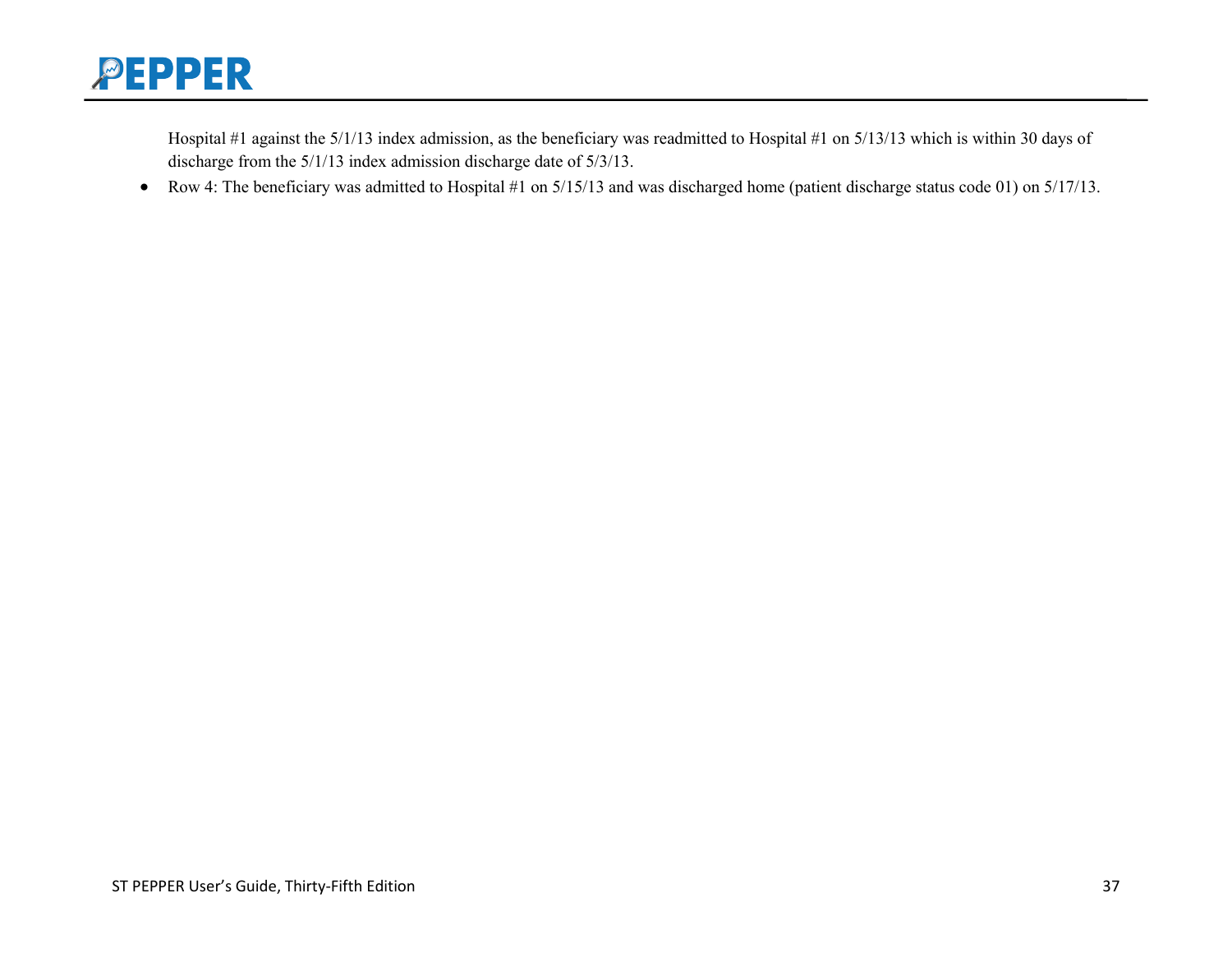Hospital #1 against the 5/1/13 index admission, as the beneficiary was readmitted to Hospital #1 on 5/13/13 which is within 30 days of discharge from the 5/1/13 index admission discharge date of 5/3/13.

- Row 4: The beneficiary was admitted to Hospital #1 on 5/15/13 and was discharged home (patient discharge status code 01) on 5/17/13.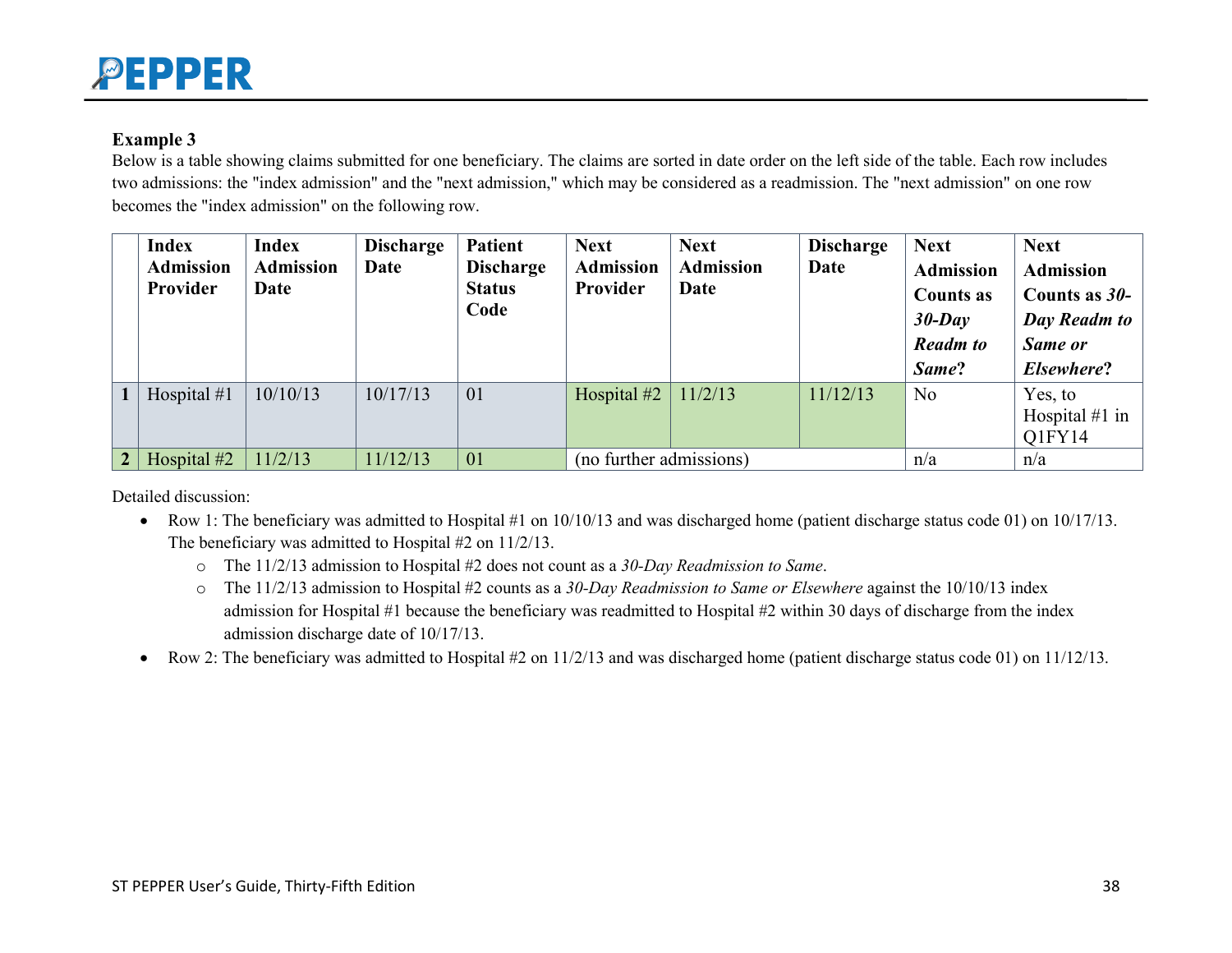**Example 3**

Below is a table showing claims submitted for one beneficiary. The claims are sorted in date order on the left side of the table. Each row includes two admissions: the "index admission" and the "next admission," which may be considered as a readmission. The "next admission" on one row becomes the "index admission" on the following row.

| | Index Admission Provider | Index Admission Date | Discharge Date | Patient Discharge Status Code | Next Admission Provider | Next Admission Date | Discharge Date | Next Admission Counts as *30-Day Readm to Same*? | Next Admission Counts as *30-Day Readm to Same or Elsewhere*? |
|---|---|---|---|---|---|---|---|---|---|
| **1** | Hospital #1 | 10/10/13 | 10/17/13 | 01 | Hospital #2 | 11/2/13 | 11/12/13 | No | Yes, to Hospital #1 in Q1FY14 |
| **2** | Hospital #2 | 11/2/13 | 11/12/13 | 01 | (no further admissions) | | | n/a | n/a |

Detailed discussion:

- Row 1: The beneficiary was admitted to Hospital #1 on 10/10/13 and was discharged home (patient discharge status code 01) on 10/17/13. The beneficiary was admitted to Hospital #2 on 11/2/13.
  - The 11/2/13 admission to Hospital #2 does not count as a *30-Day Readmission to Same*.
  - The 11/2/13 admission to Hospital #2 counts as a *30-Day Readmission to Same or Elsewhere* against the 10/10/13 index admission for Hospital #1 because the beneficiary was readmitted to Hospital #2 within 30 days of discharge from the index admission discharge date of 10/17/13.
- Row 2: The beneficiary was admitted to Hospital #2 on 11/2/13 and was discharged home (patient discharge status code 01) on 11/12/13.